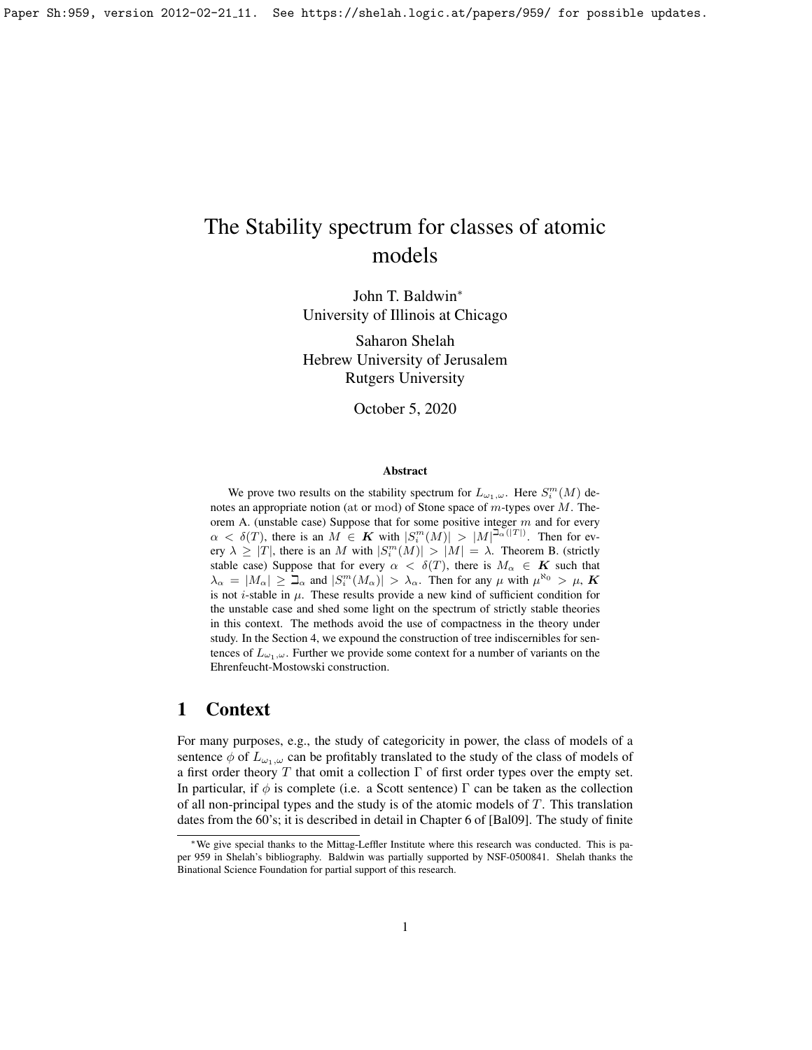# The Stability spectrum for classes of atomic models

John T. Baldwin*
University of Illinois at Chicago

Saharon Shelah
Hebrew University of Jerusalem
Rutgers University

October 5, 2020

### Abstract

We prove two results on the stability spectrum for $L_{\omega_1,\omega}$. Here $S_i^m(M)$ denotes an appropriate notion (at or mod) of Stone space of $m$-types over $M$. Theorem A. (unstable case) Suppose that for some positive integer $m$ and for every $\alpha < \delta(T)$, there is an $M \in \boldsymbol{K}$ with $|S_i^m(M)| > |M|^{\beth_\alpha(|T|)}$. Then for every $\lambda \geq |T|$, there is an $M$ with $|S_i^m(M)| > |M| = \lambda$. Theorem B. (strictly stable case) Suppose that for every $\alpha < \delta(T)$, there is $M_\alpha \in \boldsymbol{K}$ such that $\lambda_\alpha = |M_\alpha| \geq \beth_\alpha$ and $|S_i^m(M_\alpha)| > \lambda_\alpha$. Then for any $\mu$ with $\mu^{\aleph_0} > \mu$, $\boldsymbol{K}$ is not $i$-stable in $\mu$. These results provide a new kind of sufficient condition for the unstable case and shed some light on the spectrum of strictly stable theories in this context. The methods avoid the use of compactness in the theory under study. In the Section 4, we expound the construction of tree indiscernibles for sentences of $L_{\omega_1,\omega}$. Further we provide some context for a number of variants on the Ehrenfeucht-Mostowski construction.

## 1 Context

For many purposes, e.g., the study of categoricity in power, the class of models of a sentence $\phi$ of $L_{\omega_1,\omega}$ can be profitably translated to the study of the class of models of a first order theory $T$ that omit a collection $\Gamma$ of first order types over the empty set. In particular, if $\phi$ is complete (i.e. a Scott sentence) $\Gamma$ can be taken as the collection of all non-principal types and the study is of the atomic models of $T$. This translation dates from the 60's; it is described in detail in Chapter 6 of [Bal09]. The study of finite

---

*We give special thanks to the Mittag-Leffler Institute where this research was conducted. This is paper 959 in Shelah's bibliography. Baldwin was partially supported by NSF-0500841. Shelah thanks the Binational Science Foundation for partial support of this research.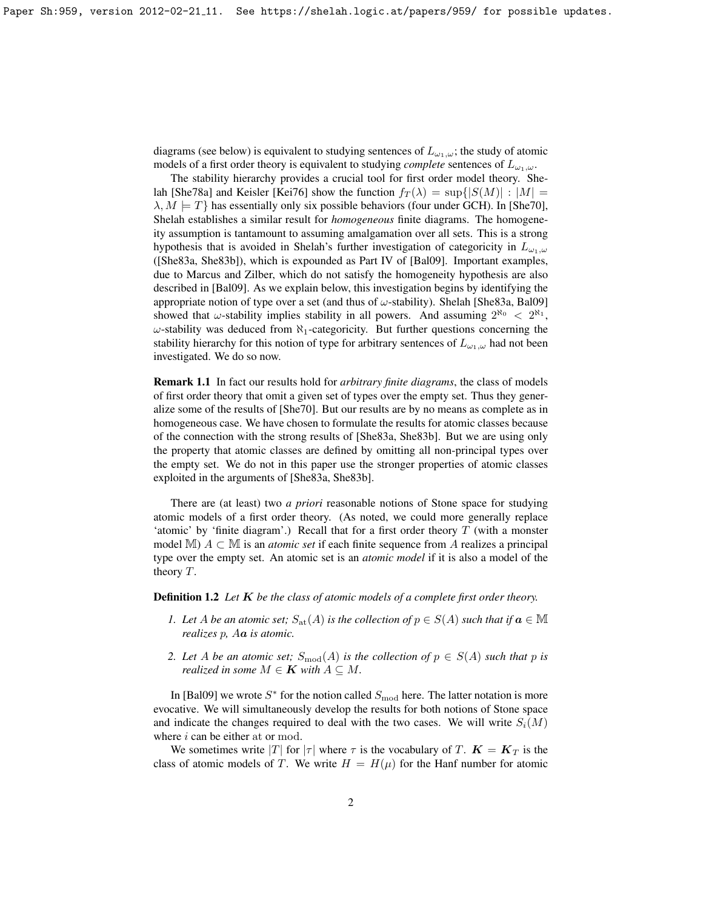diagrams (see below) is equivalent to studying sentences of $L_{\omega_1,\omega}$; the study of atomic models of a first order theory is equivalent to studying *complete* sentences of $L_{\omega_1,\omega}$.

The stability hierarchy provides a crucial tool for first order model theory. Shelah [She78a] and Keisler [Kei76] show the function $f_T(\lambda) = \sup\{|S(M)| : |M| = \lambda, M \models T\}$ has essentially only six possible behaviors (four under GCH). In [She70], Shelah establishes a similar result for *homogeneous* finite diagrams. The homogeneity assumption is tantamount to assuming amalgamation over all sets. This is a strong hypothesis that is avoided in Shelah's further investigation of categoricity in $L_{\omega_1,\omega}$ ([She83a, She83b]), which is expounded as Part IV of [Bal09]. Important examples, due to Marcus and Zilber, which do not satisfy the homogeneity hypothesis are also described in [Bal09]. As we explain below, this investigation begins by identifying the appropriate notion of type over a set (and thus of $\omega$-stability). Shelah [She83a, Bal09] showed that $\omega$-stability implies stability in all powers. And assuming $2^{\aleph_0} < 2^{\aleph_1}$, $\omega$-stability was deduced from $\aleph_1$-categoricity. But further questions concerning the stability hierarchy for this notion of type for arbitrary sentences of $L_{\omega_1,\omega}$ had not been investigated. We do so now.

**Remark 1.1** In fact our results hold for *arbitrary finite diagrams*, the class of models of first order theory that omit a given set of types over the empty set. Thus they generalize some of the results of [She70]. But our results are by no means as complete as in homogeneous case. We have chosen to formulate the results for atomic classes because of the connection with the strong results of [She83a, She83b]. But we are using only the property that atomic classes are defined by omitting all non-principal types over the empty set. We do not in this paper use the stronger properties of atomic classes exploited in the arguments of [She83a, She83b].

There are (at least) two *a priori* reasonable notions of Stone space for studying atomic models of a first order theory. (As noted, we could more generally replace 'atomic' by 'finite diagram'.) Recall that for a first order theory $T$ (with a monster model $\mathbb{M}$) $A \subset \mathbb{M}$ is an *atomic set* if each finite sequence from $A$ realizes a principal type over the empty set. An atomic set is an *atomic model* if it is also a model of the theory $T$.

**Definition 1.2** *Let $\boldsymbol{K}$ be the class of atomic models of a complete first order theory.*

1. *Let $A$ be an atomic set; $S_{\rm at}(A)$ is the collection of $p \in S(A)$ such that if $\boldsymbol{a} \in \mathbb{M}$ realizes $p$, $A\boldsymbol{a}$ is atomic.*
2. *Let $A$ be an atomic set; $S_{\rm mod}(A)$ is the collection of $p \in S(A)$ such that $p$ is realized in some $M \in \boldsymbol{K}$ with $A \subseteq M$.*

In [Bal09] we wrote $S^*$ for the notion called $S_{\rm mod}$ here. The latter notation is more evocative. We will simultaneously develop the results for both notions of Stone space and indicate the changes required to deal with the two cases. We will write $S_i(M)$ where $i$ can be either at or mod.

We sometimes write $|T|$ for $|\tau|$ where $\tau$ is the vocabulary of $T$. $\boldsymbol{K} = \boldsymbol{K}_T$ is the class of atomic models of $T$. We write $H = H(\mu)$ for the Hanf number for atomic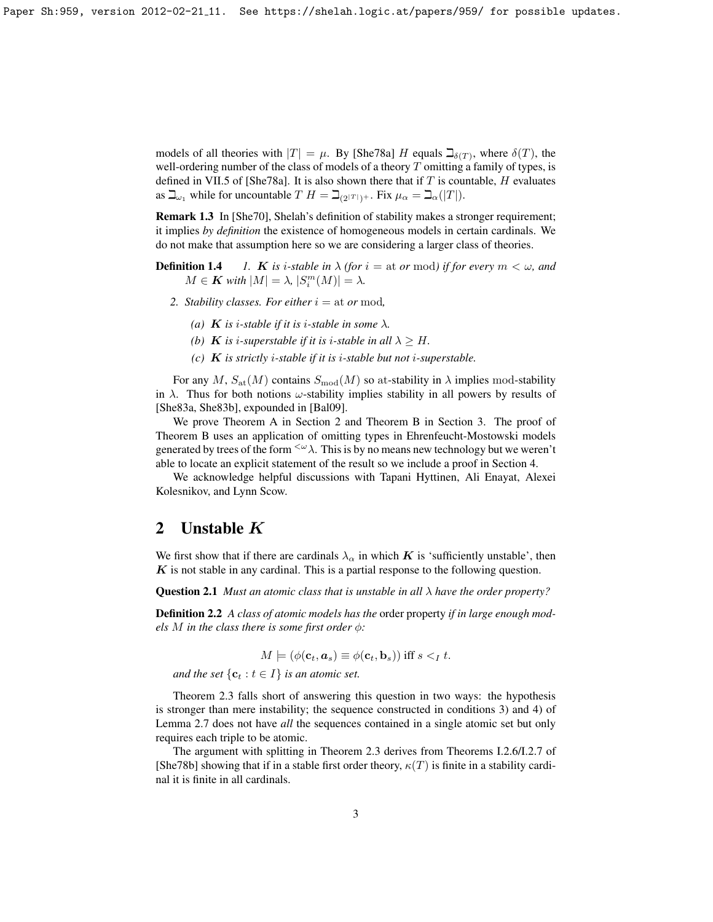models of all theories with $|T| = \mu$. By [She78a] $H$ equals $\beth_{\delta(T)}$, where $\delta(T)$, the well-ordering number of the class of models of a theory $T$ omitting a family of types, is defined in VII.5 of [She78a]. It is also shown there that if $T$ is countable, $H$ evaluates as $\beth_{\omega_1}$ while for uncountable $T$ $H = \beth_{(2^{|T|})^+}$. Fix $\mu_\alpha = \beth_\alpha(|T|)$.

**Remark 1.3** In [She70], Shelah's definition of stability makes a stronger requirement; it implies *by definition* the existence of homogeneous models in certain cardinals. We do not make that assumption here so we are considering a larger class of theories.

**Definition 1.4** *1. $\boldsymbol{K}$ is $i$-stable in $\lambda$ (for $i = \mathrm{at}$ or $\mathrm{mod}$) if for every $m < \omega$, and $M \in \boldsymbol{K}$ with $|M| = \lambda$, $|S_i^m(M)| = \lambda$.*

*2. Stability classes. For either $i = \mathrm{at}$ or $\mathrm{mod}$,*

*(a) $\boldsymbol{K}$ is $i$-stable if it is $i$-stable in some $\lambda$.*

*(b) $\boldsymbol{K}$ is $i$-superstable if it is $i$-stable in all $\lambda \geq H$.*

*(c) $\boldsymbol{K}$ is strictly $i$-stable if it is $i$-stable but not $i$-superstable.*

For any $M$, $S_{\mathrm{at}}(M)$ contains $S_{\mathrm{mod}}(M)$ so $\mathrm{at}$-stability in $\lambda$ implies $\mathrm{mod}$-stability in $\lambda$. Thus for both notions $\omega$-stability implies stability in all powers by results of [She83a, She83b], expounded in [Bal09].

We prove Theorem A in Section 2 and Theorem B in Section 3. The proof of Theorem B uses an application of omitting types in Ehrenfeucht-Mostowski models generated by trees of the form ${}^{<\omega}\lambda$. This is by no means new technology but we weren't able to locate an explicit statement of the result so we include a proof in Section 4.

We acknowledge helpful discussions with Tapani Hyttinen, Ali Enayat, Alexei Kolesnikov, and Lynn Scow.

## 2 Unstable $\boldsymbol{K}$

We first show that if there are cardinals $\lambda_\alpha$ in which $\boldsymbol{K}$ is 'sufficiently unstable', then $\boldsymbol{K}$ is not stable in any cardinal. This is a partial response to the following question.

**Question 2.1** *Must an atomic class that is unstable in all $\lambda$ have the order property?*

**Definition 2.2** *A class of atomic models has the* order property *if in large enough models $M$ in the class there is some first order $\phi$:*

$$M \models (\phi(\mathbf{c}_t, \boldsymbol{a}_s) \equiv \phi(\mathbf{c}_t, \mathbf{b}_s)) \text{ iff } s <_I t.$$

*and the set $\{\mathbf{c}_t : t \in I\}$ is an atomic set.*

Theorem 2.3 falls short of answering this question in two ways: the hypothesis is stronger than mere instability; the sequence constructed in conditions 3) and 4) of Lemma 2.7 does not have *all* the sequences contained in a single atomic set but only requires each triple to be atomic.

The argument with splitting in Theorem 2.3 derives from Theorems I.2.6/I.2.7 of [She78b] showing that if in a stable first order theory, $\kappa(T)$ is finite in a stability cardinal it is finite in all cardinals.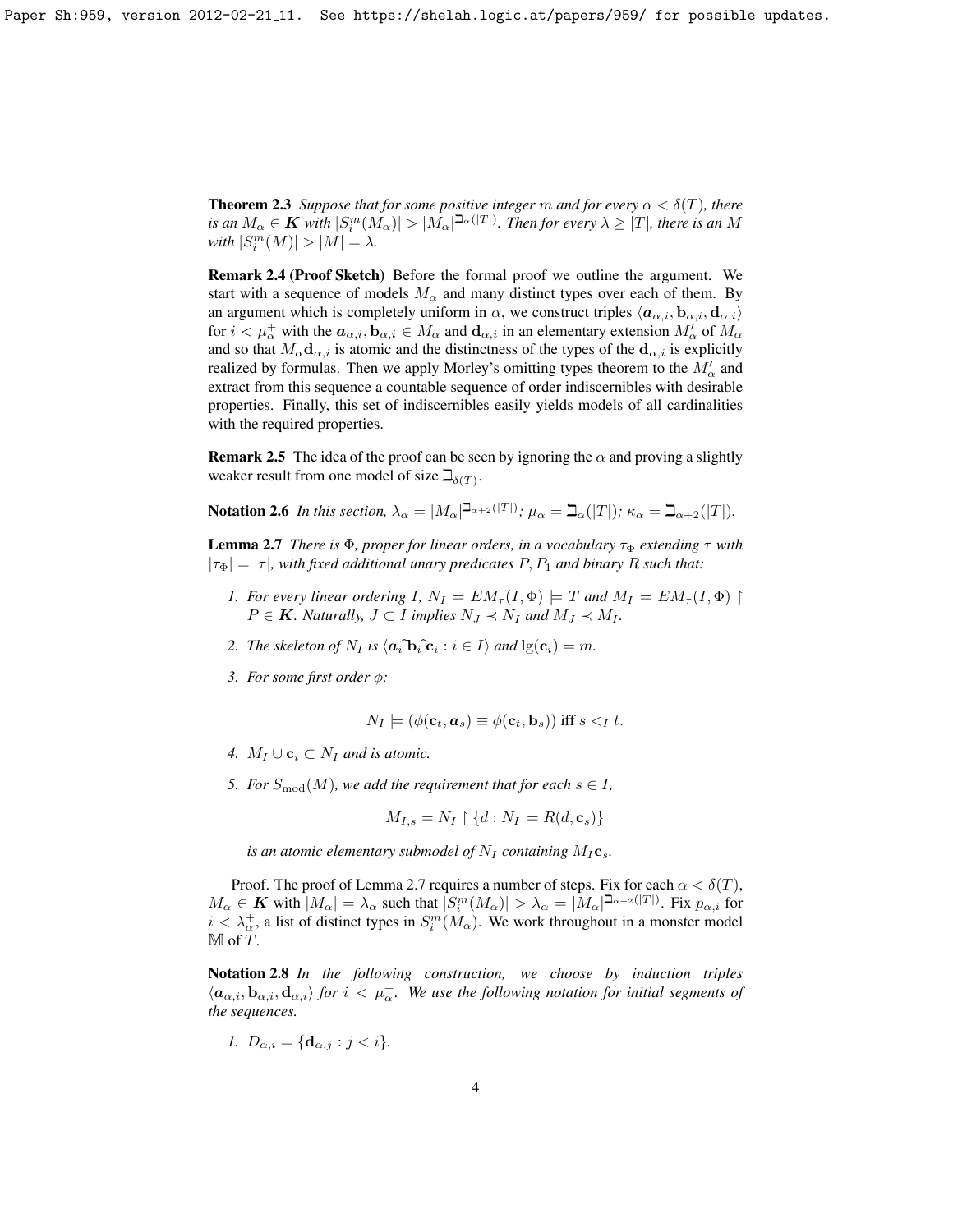**Theorem 2.3** *Suppose that for some positive integer $m$ and for every $\alpha < \delta(T)$, there is an $M_\alpha \in \boldsymbol{K}$ with $|S^m_i(M_\alpha)| > |M_\alpha|^{\beth_\alpha(|T|)}$. Then for every $\lambda \geq |T|$, there is an $M$ with $|S^m_i(M)| > |M| = \lambda$.*

**Remark 2.4 (Proof Sketch)** Before the formal proof we outline the argument. We start with a sequence of models $M_\alpha$ and many distinct types over each of them. By an argument which is completely uniform in $\alpha$, we construct triples $\langle \boldsymbol{a}_{\alpha,i}, \mathbf{b}_{\alpha,i}, \mathbf{d}_{\alpha,i}\rangle$ for $i < \mu^+_\alpha$ with the $\boldsymbol{a}_{\alpha,i}, \mathbf{b}_{\alpha,i} \in M_\alpha$ and $\mathbf{d}_{\alpha,i}$ in an elementary extension $M'_\alpha$ of $M_\alpha$ and so that $M_\alpha \mathbf{d}_{\alpha,i}$ is atomic and the distinctness of the types of the $\mathbf{d}_{\alpha,i}$ is explicitly realized by formulas. Then we apply Morley's omitting types theorem to the $M'_\alpha$ and extract from this sequence a countable sequence of order indiscernibles with desirable properties. Finally, this set of indiscernibles easily yields models of all cardinalities with the required properties.

**Remark 2.5** The idea of the proof can be seen by ignoring the $\alpha$ and proving a slightly weaker result from one model of size $\beth_{\delta(T)}$.

**Notation 2.6** *In this section, $\lambda_\alpha = |M_\alpha|^{\beth_{\alpha+2}(|T|)}$; $\mu_\alpha = \beth_\alpha(|T|)$; $\kappa_\alpha = \beth_{\alpha+2}(|T|)$.*

**Lemma 2.7** *There is $\Phi$, proper for linear orders, in a vocabulary $\tau_\Phi$ extending $\tau$ with $|\tau_\Phi| = |\tau|$, with fixed additional unary predicates $P, P_1$ and binary $R$ such that:*

1. *For every linear ordering $I$, $N_I = EM_\tau(I, \Phi) \models T$ and $M_I = EM_\tau(I, \Phi) \restriction P \in \boldsymbol{K}$. Naturally, $J \subset I$ implies $N_J \prec N_I$ and $M_J \prec M_I$.*
2. *The skeleton of $N_I$ is $\langle \boldsymbol{a}_i \hat{\ } \mathbf{b}_i \hat{\ } \mathbf{c}_i : i \in I\rangle$ and $\lg(\mathbf{c}_i) = m$.*
3. *For some first order $\phi$:*
$$N_I \models (\phi(\mathbf{c}_t, \boldsymbol{a}_s) \equiv \phi(\mathbf{c}_t, \mathbf{b}_s)) \text{ iff } s <_I t.$$
4. *$M_I \cup \mathbf{c}_i \subset N_I$ and is atomic.*
5. *For $S_{\rm mod}(M)$, we add the requirement that for each $s \in I$,*
$$M_{I,s} = N_I \restriction \{d : N_I \models R(d, \mathbf{c}_s)\}$$
*is an atomic elementary submodel of $N_I$ containing $M_I\mathbf{c}_s$.*

Proof. The proof of Lemma 2.7 requires a number of steps. Fix for each $\alpha < \delta(T)$, $M_\alpha \in \boldsymbol{K}$ with $|M_\alpha| = \lambda_\alpha$ such that $|S^m_i(M_\alpha)| > \lambda_\alpha = |M_\alpha|^{\beth_{\alpha+2}(|T|)}$. Fix $p_{\alpha,i}$ for $i < \lambda^+_\alpha$, a list of distinct types in $S^m_i(M_\alpha)$. We work throughout in a monster model $\mathbb{M}$ of $T$.

**Notation 2.8** *In the following construction, we choose by induction triples $\langle \boldsymbol{a}_{\alpha,i}, \mathbf{b}_{\alpha,i}, \mathbf{d}_{\alpha,i}\rangle$ for $i < \mu^+_\alpha$. We use the following notation for initial segments of the sequences.*

1. *$D_{\alpha,i} = \{\mathbf{d}_{\alpha,j} : j < i\}$.*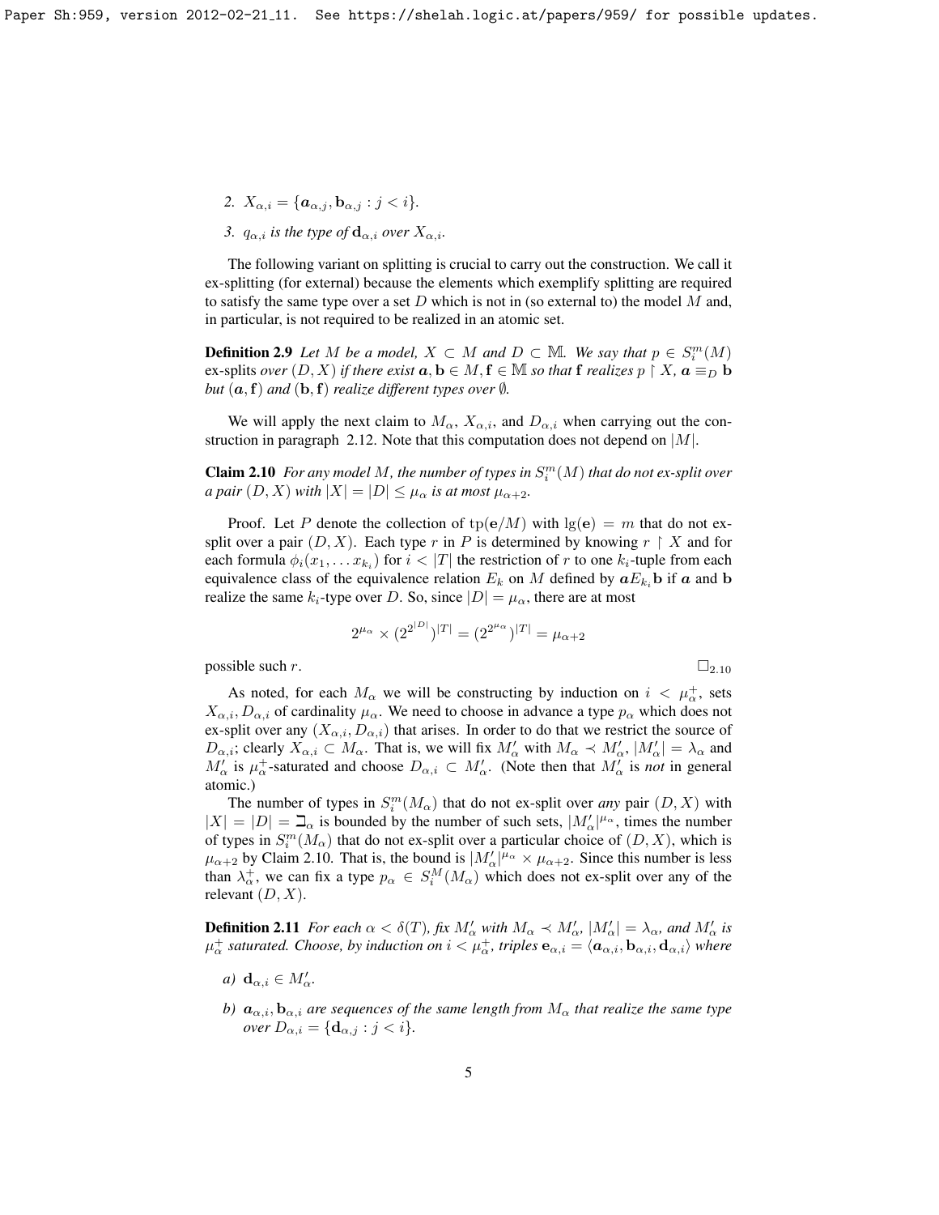2. $X_{\alpha,i} = \{\boldsymbol{a}_{\alpha,j}, \mathbf{b}_{\alpha,j} : j < i\}$.

3. $q_{\alpha,i}$ *is the type of* $\mathbf{d}_{\alpha,i}$ *over* $X_{\alpha,i}$.

The following variant on splitting is crucial to carry out the construction. We call it ex-splitting (for external) because the elements which exemplify splitting are required to satisfy the same type over a set $D$ which is not in (so external to) the model $M$ and, in particular, is not required to be realized in an atomic set.

**Definition 2.9** *Let $M$ be a model, $X \subset M$ and $D \subset \mathbb{M}$. We say that $p \in S^m_i(M)$* ex-splits *over $(D, X)$ if there exist $\boldsymbol{a}, \mathbf{b} \in M, \mathbf{f} \in \mathbb{M}$ so that $\mathbf{f}$ realizes $p \restriction X$, $\boldsymbol{a} \equiv_D \mathbf{b}$ but $(\boldsymbol{a}, \mathbf{f})$ and $(\mathbf{b}, \mathbf{f})$ realize different types over $\emptyset$.*

We will apply the next claim to $M_\alpha$, $X_{\alpha,i}$, and $D_{\alpha,i}$ when carrying out the construction in paragraph 2.12. Note that this computation does not depend on $|M|$.

**Claim 2.10** *For any model $M$, the number of types in $S^m_i(M)$ that do not ex-split over a pair $(D, X)$ with $|X| = |D| \leq \mu_\alpha$ is at most $\mu_{\alpha+2}$.*

Proof. Let $P$ denote the collection of $\mathrm{tp}(\mathbf{e}/M)$ with $\lg(\mathbf{e}) = m$ that do not ex-split over a pair $(D, X)$. Each type $r$ in $P$ is determined by knowing $r \restriction X$ and for each formula $\phi_i(x_1, \ldots x_{k_i})$ for $i < |T|$ the restriction of $r$ to one $k_i$-tuple from each equivalence class of the equivalence relation $E_k$ on $M$ defined by $\boldsymbol{a} E_{k_i} \mathbf{b}$ if $\boldsymbol{a}$ and $\mathbf{b}$ realize the same $k_i$-type over $D$. So, since $|D| = \mu_\alpha$, there are at most

$$2^{\mu_\alpha} \times (2^{2^{|D|}})^{|T|} = (2^{2^{\mu_\alpha}})^{|T|} = \mu_{\alpha+2}$$

possible such $r$. $\square_{2.10}$

As noted, for each $M_\alpha$ we will be constructing by induction on $i < \mu^+_\alpha$, sets $X_{\alpha,i}, D_{\alpha,i}$ of cardinality $\mu_\alpha$. We need to choose in advance a type $p_\alpha$ which does not ex-split over any $(X_{\alpha,i}, D_{\alpha,i})$ that arises. In order to do that we restrict the source of $D_{\alpha,i}$; clearly $X_{\alpha,i} \subset M_\alpha$. That is, we will fix $M'_\alpha$ with $M_\alpha \prec M'_\alpha$, $|M'_\alpha| = \lambda_\alpha$ and $M'_\alpha$ is $\mu^+_\alpha$-saturated and choose $D_{\alpha,i} \subset M'_\alpha$. (Note then that $M'_\alpha$ is *not* in general atomic.)

The number of types in $S^m_i(M_\alpha)$ that do not ex-split over *any* pair $(D, X)$ with $|X| = |D| = \beth_\alpha$ is bounded by the number of such sets, $|M'_\alpha|^{\mu_\alpha}$, times the number of types in $S^m_i(M_\alpha)$ that do not ex-split over a particular choice of $(D, X)$, which is $\mu_{\alpha+2}$ by Claim 2.10. That is, the bound is $|M'_\alpha|^{\mu_\alpha} \times \mu_{\alpha+2}$. Since this number is less than $\lambda^+_\alpha$, we can fix a type $p_\alpha \in S^M_i(M_\alpha)$ which does not ex-split over any of the relevant $(D, X)$.

**Definition 2.11** *For each $\alpha < \delta(T)$, fix $M'_\alpha$ with $M_\alpha \prec M'_\alpha$, $|M'_\alpha| = \lambda_\alpha$, and $M'_\alpha$ is $\mu^+_\alpha$ saturated. Choose, by induction on $i < \mu^+_\alpha$, triples $\mathbf{e}_{\alpha,i} = \langle \boldsymbol{a}_{\alpha,i}, \mathbf{b}_{\alpha,i}, \mathbf{d}_{\alpha,i} \rangle$ where*

*a)* $\mathbf{d}_{\alpha,i} \in M'_\alpha$.

*b)* $\boldsymbol{a}_{\alpha,i}, \mathbf{b}_{\alpha,i}$ *are sequences of the same length from* $M_\alpha$ *that realize the same type over* $D_{\alpha,i} = \{\mathbf{d}_{\alpha,j} : j < i\}$.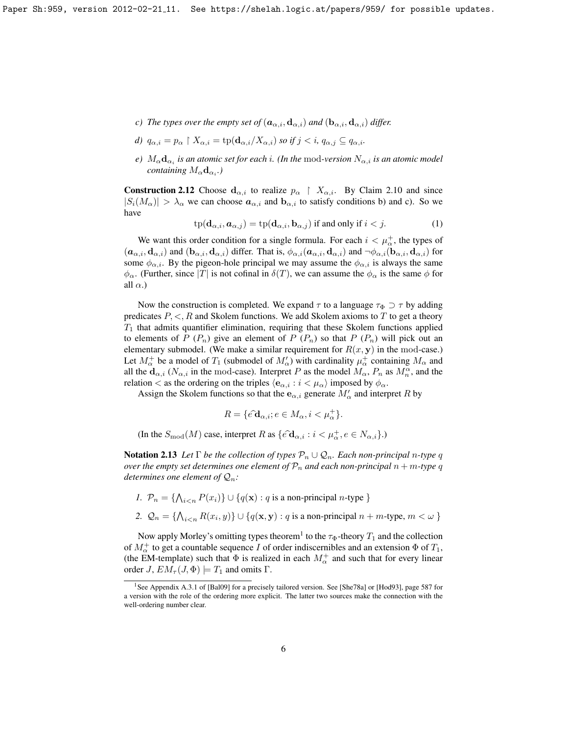c) *The types over the empty set of* $(\boldsymbol{a}_{\alpha,i}, \mathbf{d}_{\alpha,i})$ *and* $(\mathbf{b}_{\alpha,i}, \mathbf{d}_{\alpha,i})$ *differ.*

d) $q_{\alpha,i} = p_\alpha \restriction X_{\alpha,i} = \operatorname{tp}(\mathbf{d}_{\alpha,i}/X_{\alpha,i})$ *so if* $j < i$, $q_{\alpha,j} \subseteq q_{\alpha,i}$.

e) $M_\alpha \mathbf{d}_{\alpha_i}$ *is an atomic set for each* $i$. *(In the* mod*-version* $N_{\alpha,i}$ *is an atomic model containing* $M_\alpha \mathbf{d}_{\alpha_i}$*.)*

**Construction 2.12** Choose $\mathbf{d}_{\alpha,i}$ to realize $p_\alpha \restriction X_{\alpha,i}$. By Claim 2.10 and since $|S_i(M_\alpha)| > \lambda_\alpha$ we can choose $\boldsymbol{a}_{\alpha,i}$ and $\mathbf{b}_{\alpha,i}$ to satisfy conditions b) and c). So we have

$$\operatorname{tp}(\mathbf{d}_{\alpha,i}, \boldsymbol{a}_{\alpha,j}) = \operatorname{tp}(\mathbf{d}_{\alpha,i}, \mathbf{b}_{\alpha,j}) \text{ if and only if } i < j. \tag{1}$$

We want this order condition for a single formula. For each $i < \mu_\alpha^+$, the types of $(\boldsymbol{a}_{\alpha,i}, \mathbf{d}_{\alpha,i})$ and $(\mathbf{b}_{\alpha,i}, \mathbf{d}_{\alpha,i})$ differ. That is, $\phi_{\alpha,i}(\boldsymbol{a}_{\alpha,i}, \mathbf{d}_{\alpha,i})$ and $\neg\phi_{\alpha,i}(\mathbf{b}_{\alpha,i}, \mathbf{d}_{\alpha,i})$ for some $\phi_{\alpha,i}$. By the pigeon-hole principal we may assume the $\phi_{\alpha,i}$ is always the same $\phi_\alpha$. (Further, since $|T|$ is not cofinal in $\delta(T)$, we can assume the $\phi_\alpha$ is the same $\phi$ for all $\alpha$.)

Now the construction is completed. We expand $\tau$ to a language $\tau_\Phi \supset \tau$ by adding predicates $P, <, R$ and Skolem functions. We add Skolem axioms to $T$ to get a theory $T_1$ that admits quantifier elimination, requiring that these Skolem functions applied to elements of $P$ ($P_n$) give an element of $P$ ($P_n$) so that $P$ ($P_n$) will pick out an elementary submodel. (We make a similar requirement for $R(x, \mathbf{y})$ in the mod-case.) Let $M_\alpha^+$ be a model of $T_1$ (submodel of $M'_\alpha$) with cardinality $\mu_\alpha^+$ containing $M_\alpha$ and all the $\mathbf{d}_{\alpha,i}$ ($N_{\alpha,i}$ in the mod-case). Interpret $P$ as the model $M_\alpha$, $P_n$ as $M_n^\alpha$, and the relation $<$ as the ordering on the triples $\langle \mathbf{e}_{\alpha,i} : i < \mu_\alpha \rangle$ imposed by $\phi_\alpha$.

Assign the Skolem functions so that the $\mathbf{e}_{\alpha,i}$ generate $M'_\alpha$ and interpret $R$ by

$$R = \{e\widehat{\ }\mathbf{d}_{\alpha,i}; e \in M_\alpha, i < \mu_\alpha^+\}.$$

(In the $S_{\mathrm{mod}}(M)$ case, interpret $R$ as $\{e\widehat{\ }\mathbf{d}_{\alpha,i} : i < \mu_\alpha^+, e \in N_{\alpha,i}\}$.)

**Notation 2.13** *Let* $\Gamma$ *be the collection of types* $\mathcal{P}_n \cup \mathcal{Q}_n$. *Each non-principal* $n$*-type* $q$ *over the empty set determines one element of* $\mathcal{P}_n$ *and each non-principal* $n+m$*-type* $q$ *determines one element of* $\mathcal{Q}_n$*:*

1. $\mathcal{P}_n = \{\bigwedge_{i<n} P(x_i)\} \cup \{q(\mathbf{x}) : q \text{ is a non-principal } n\text{-type }\}$
2. $\mathcal{Q}_n = \{\bigwedge_{i<n} R(x_i, y)\} \cup \{q(\mathbf{x}, \mathbf{y}) : q \text{ is a non-principal } n+m\text{-type}, m < \omega \}$

Now apply Morley's omitting types theorem[1] to the $\tau_\Phi$-theory $T_1$ and the collection of $M_\alpha^+$ to get a countable sequence $I$ of order indiscernibles and an extension $\Phi$ of $T_1$, (the EM-template) such that $\Phi$ is realized in each $M_\alpha^+$ and such that for every linear order $J$, $EM_\tau(J, \Phi) \models T_1$ and omits $\Gamma$.

[1] See Appendix A.3.1 of [Bal09] for a precisely tailored version. See [She78a] or [Hod93], page 587 for a version with the role of the ordering more explicit. The latter two sources make the connection with the well-ordering number clear.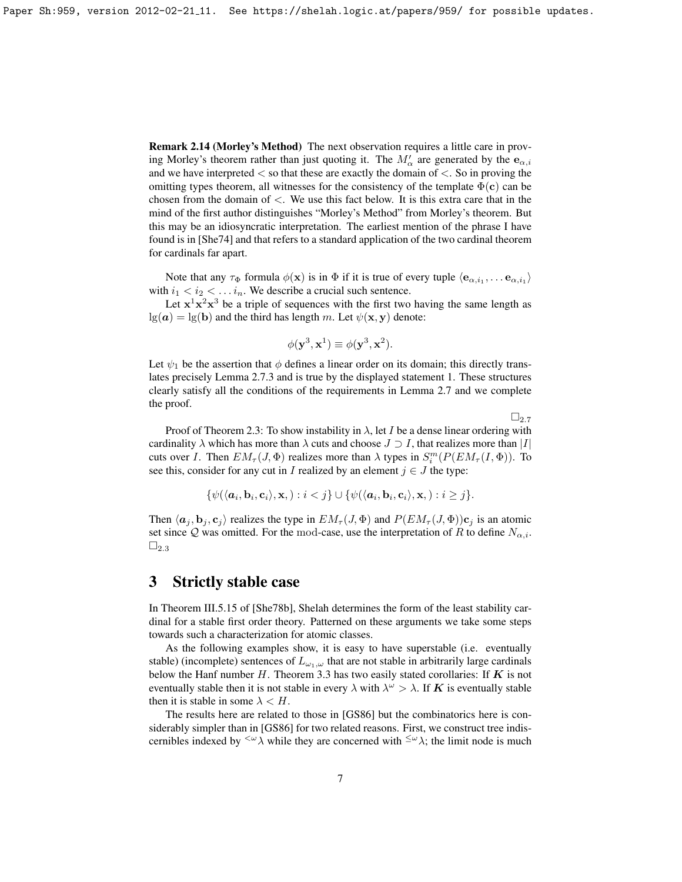**Remark 2.14 (Morley's Method)** The next observation requires a little care in proving Morley's theorem rather than just quoting it. The $M'_\alpha$ are generated by the $\mathbf{e}_{\alpha,i}$ and we have interpreted $<$ so that these are exactly the domain of $<$. So in proving the omitting types theorem, all witnesses for the consistency of the template $\Phi(\mathbf{c})$ can be chosen from the domain of $<$. We use this fact below. It is this extra care that in the mind of the first author distinguishes "Morley's Method" from Morley's theorem. But this may be an idiosyncratic interpretation. The earliest mention of the phrase I have found is in [She74] and that refers to a standard application of the two cardinal theorem for cardinals far apart.

Note that any $\tau_\Phi$ formula $\phi(\mathbf{x})$ is in $\Phi$ if it is true of every tuple $\langle \mathbf{e}_{\alpha,i_1}, \ldots \mathbf{e}_{\alpha,i_1}\rangle$ with $i_1 < i_2 < \ldots i_n$. We describe a crucial such sentence.

Let $\mathbf{x}^1\mathbf{x}^2\mathbf{x}^3$ be a triple of sequences with the first two having the same length as $\lg(\boldsymbol{a}) = \lg(\mathbf{b})$ and the third has length $m$. Let $\psi(\mathbf{x}, \mathbf{y})$ denote:

$$\phi(\mathbf{y}^3, \mathbf{x}^1) \equiv \phi(\mathbf{y}^3, \mathbf{x}^2).$$

Let $\psi_1$ be the assertion that $\phi$ defines a linear order on its domain; this directly translates precisely Lemma 2.7.3 and is true by the displayed statement 1. These structures clearly satisfy all the conditions of the requirements in Lemma 2.7 and we complete the proof.

$\square_{2.7}$

Proof of Theorem 2.3: To show instability in $\lambda$, let $I$ be a dense linear ordering with cardinality $\lambda$ which has more than $\lambda$ cuts and choose $J \supset I$, that realizes more than $|I|$ cuts over $I$. Then $EM_\tau(J, \Phi)$ realizes more than $\lambda$ types in $S^m_i(P(EM_\tau(I, \Phi))$. To see this, consider for any cut in $I$ realized by an element $j \in J$ the type:

$$\{\psi(\langle \boldsymbol{a}_i, \mathbf{b}_i, \mathbf{c}_i\rangle, \mathbf{x}, ) : i < j\} \cup \{\psi(\langle \boldsymbol{a}_i, \mathbf{b}_i, \mathbf{c}_i\rangle, \mathbf{x}, ) : i \geq j\}.$$

Then $\langle \boldsymbol{a}_j, \mathbf{b}_j, \mathbf{c}_j\rangle$ realizes the type in $EM_\tau(J, \Phi)$ and $P(EM_\tau(J, \Phi))\mathbf{c}_j$ is an atomic set since $\mathcal{Q}$ was omitted. For the mod-case, use the interpretation of $R$ to define $N_{\alpha,i}$. $\square_{2.3}$

# 3 Strictly stable case

In Theorem III.5.15 of [She78b], Shelah determines the form of the least stability cardinal for a stable first order theory. Patterned on these arguments we take some steps towards such a characterization for atomic classes.

As the following examples show, it is easy to have superstable (i.e. eventually stable) (incomplete) sentences of $L_{\omega_1,\omega}$ that are not stable in arbitrarily large cardinals below the Hanf number $H$. Theorem 3.3 has two easily stated corollaries: If $\boldsymbol{K}$ is not eventually stable then it is not stable in every $\lambda$ with $\lambda^\omega > \lambda$. If $\boldsymbol{K}$ is eventually stable then it is stable in some $\lambda < H$.

The results here are related to those in [GS86] but the combinatorics here is considerably simpler than in [GS86] for two related reasons. First, we construct tree indiscernibles indexed by ${}^{<\omega}\lambda$ while they are concerned with ${}^{\leq\omega}\lambda$; the limit node is much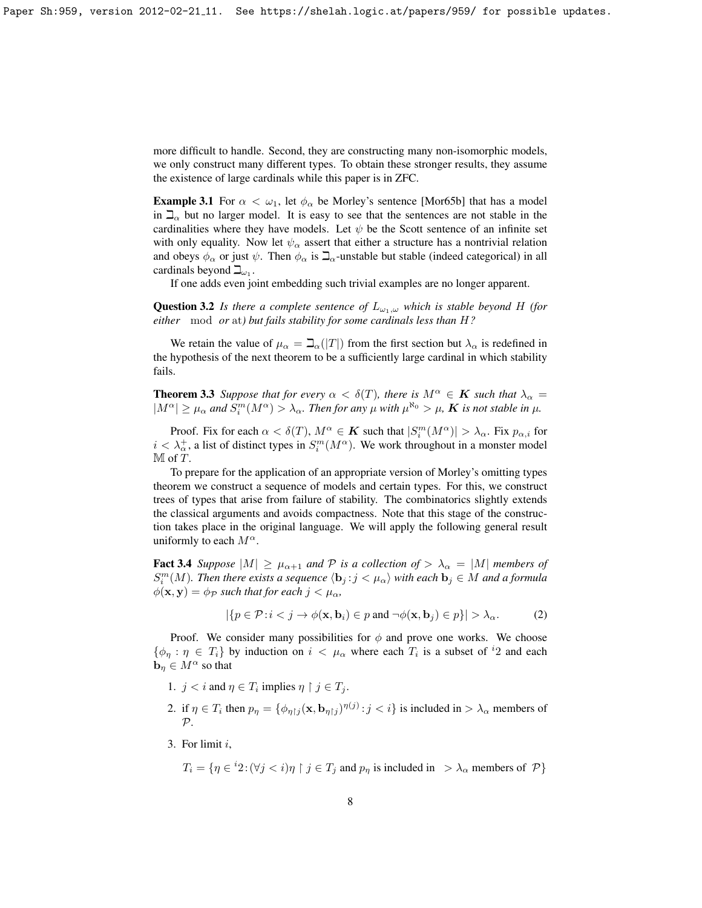more difficult to handle. Second, they are constructing many non-isomorphic models, we only construct many different types. To obtain these stronger results, they assume the existence of large cardinals while this paper is in ZFC.

**Example 3.1** For $\alpha < \omega_1$, let $\phi_\alpha$ be Morley's sentence [Mor65b] that has a model in $\beth_\alpha$ but no larger model. It is easy to see that the sentences are not stable in the cardinalities where they have models. Let $\psi$ be the Scott sentence of an infinite set with only equality. Now let $\psi_\alpha$ assert that either a structure has a nontrivial relation and obeys $\phi_\alpha$ or just $\psi$. Then $\phi_\alpha$ is $\beth_\alpha$-unstable but stable (indeed categorical) in all cardinals beyond $\beth_{\omega_1}$.

If one adds even joint embedding such trivial examples are no longer apparent.

**Question 3.2** *Is there a complete sentence of $L_{\omega_1,\omega}$ which is stable beyond $H$ (for either* $\mod$ *or* at*) but fails stability for some cardinals less than $H$?*

We retain the value of $\mu_\alpha = \beth_\alpha(|T|)$ from the first section but $\lambda_\alpha$ is redefined in the hypothesis of the next theorem to be a sufficiently large cardinal in which stability fails.

**Theorem 3.3** *Suppose that for every $\alpha < \delta(T)$, there is $M^\alpha \in \boldsymbol{K}$ such that $\lambda_\alpha = |M^\alpha| \geq \mu_\alpha$ and $S^m_i(M^\alpha) > \lambda_\alpha$. Then for any $\mu$ with $\mu^{\aleph_0} > \mu$, $\boldsymbol{K}$ is not stable in $\mu$.*

Proof. Fix for each $\alpha < \delta(T)$, $M^\alpha \in \boldsymbol{K}$ such that $|S^m_i(M^\alpha)| > \lambda_\alpha$. Fix $p_{\alpha,i}$ for $i < \lambda^+_\alpha$, a list of distinct types in $S^m_i(M^\alpha)$. We work throughout in a monster model $\mathbb{M}$ of $T$.

To prepare for the application of an appropriate version of Morley's omitting types theorem we construct a sequence of models and certain types. For this, we construct trees of types that arise from failure of stability. The combinatorics slightly extends the classical arguments and avoids compactness. Note that this stage of the construction takes place in the original language. We will apply the following general result uniformly to each $M^\alpha$.

**Fact 3.4** *Suppose $|M| \geq \mu_{\alpha+1}$ and $\mathcal{P}$ is a collection of $> \lambda_\alpha = |M|$ members of $S^m_i(M)$. Then there exists a sequence $\langle \mathbf{b}_j : j < \mu_\alpha \rangle$ with each $\mathbf{b}_j \in M$ and a formula $\phi(\mathbf{x}, \mathbf{y}) = \phi_{\mathcal{P}}$ such that for each $j < \mu_\alpha$,*

$$|\{p \in \mathcal{P} : i < j \to \phi(\mathbf{x}, \mathbf{b}_i) \in p \text{ and } \neg\phi(\mathbf{x}, \mathbf{b}_j) \in p\}| > \lambda_\alpha. \quad (2)$$

Proof. We consider many possibilities for $\phi$ and prove one works. We choose $\{\phi_\eta : \eta \in T_i\}$ by induction on $i < \mu_\alpha$ where each $T_i$ is a subset of ${}^i 2$ and each $\mathbf{b}_\eta \in M^\alpha$ so that

1. $j < i$ and $\eta \in T_i$ implies $\eta \restriction j \in T_j$.
2. if $\eta \in T_i$ then $p_\eta = \{\phi_{\eta\restriction j}(\mathbf{x}, \mathbf{b}_{\eta\restriction j})^{\eta(j)} : j < i\}$ is included in $> \lambda_\alpha$ members of $\mathcal{P}$.
3. For limit $i$,

   $T_i = \{\eta \in {}^i 2 : (\forall j < i) \eta \restriction j \in T_j \text{ and } p_\eta \text{ is included in } > \lambda_\alpha \text{ members of } \mathcal{P}\}$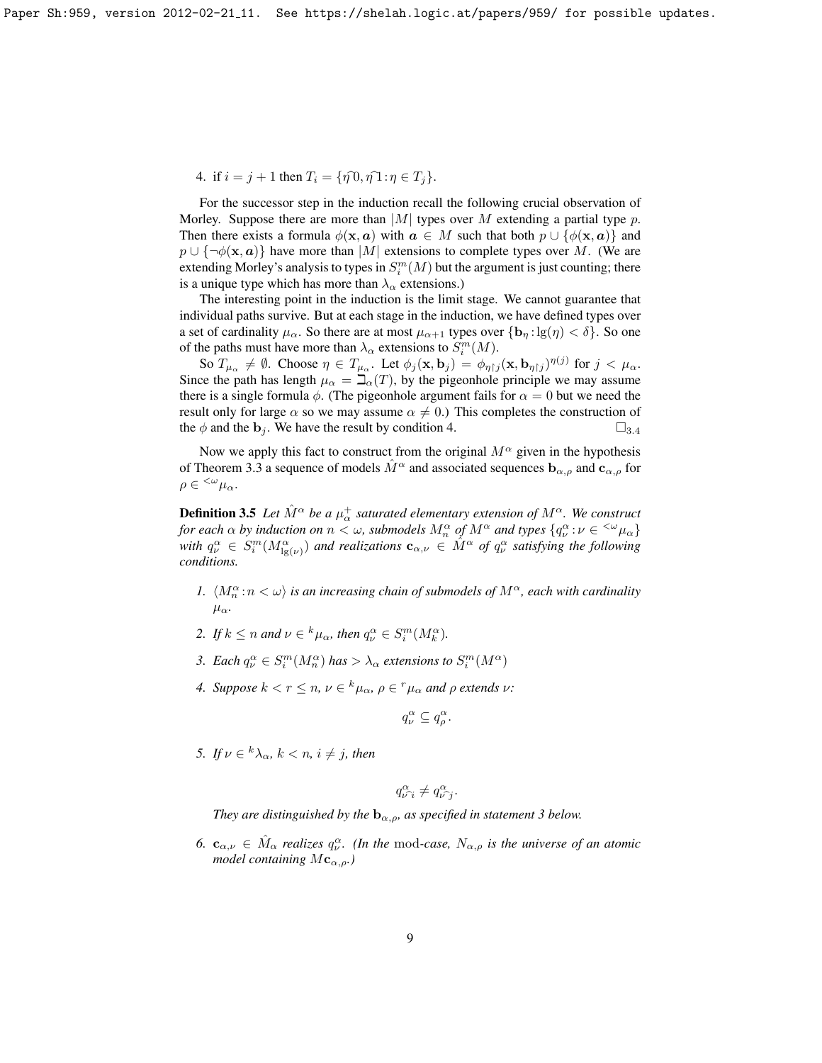4. if $i = j + 1$ then $T_i = \{\eta\frown 0, \eta\frown 1 : \eta \in T_j\}$.

For the successor step in the induction recall the following crucial observation of Morley. Suppose there are more than $|M|$ types over $M$ extending a partial type $p$. Then there exists a formula $\phi(\mathbf{x}, \boldsymbol{a})$ with $\boldsymbol{a} \in M$ such that both $p \cup \{\phi(\mathbf{x}, \boldsymbol{a})\}$ and $p \cup \{\neg\phi(\mathbf{x}, \boldsymbol{a})\}$ have more than $|M|$ extensions to complete types over $M$. (We are extending Morley's analysis to types in $S^m_i(M)$ but the argument is just counting; there is a unique type which has more than $\lambda_\alpha$ extensions.)

The interesting point in the induction is the limit stage. We cannot guarantee that individual paths survive. But at each stage in the induction, we have defined types over a set of cardinality $\mu_\alpha$. So there are at most $\mu_{\alpha+1}$ types over $\{\mathbf{b}_\eta : \lg(\eta) < \delta\}$. So one of the paths must have more than $\lambda_\alpha$ extensions to $S^m_i(M)$.

So $T_{\mu_\alpha} \neq \emptyset$. Choose $\eta \in T_{\mu_\alpha}$. Let $\phi_j(\mathbf{x}, \mathbf{b}_j) = \phi_{\eta\restriction j}(\mathbf{x}, \mathbf{b}_{\eta\restriction j})^{\eta(j)}$ for $j < \mu_\alpha$. Since the path has length $\mu_\alpha = \beth_\alpha(T)$, by the pigeonhole principle we may assume there is a single formula $\phi$. (The pigeonhole argument fails for $\alpha = 0$ but we need the result only for large $\alpha$ so we may assume $\alpha \neq 0$.) This completes the construction of the $\phi$ and the $\mathbf{b}_j$. We have the result by condition 4. $\square_{3.4}$

Now we apply this fact to construct from the original $M^\alpha$ given in the hypothesis of Theorem 3.3 a sequence of models $\hat{M}^\alpha$ and associated sequences $\mathbf{b}_{\alpha,\rho}$ and $\mathbf{c}_{\alpha,\rho}$ for $\rho \in {}^{<\omega}\mu_\alpha$.

**Definition 3.5** *Let $\hat{M}^\alpha$ be a $\mu_\alpha^+$ saturated elementary extension of $M^\alpha$. We construct for each $\alpha$ by induction on $n < \omega$, submodels $M^\alpha_n$ of $M^\alpha$ and types $\{q^\alpha_\nu : \nu \in {}^{<\omega}\mu_\alpha\}$ with $q^\alpha_\nu \in S^m_i(M^\alpha_{\lg(\nu)})$ and realizations $\mathbf{c}_{\alpha,\nu} \in \hat{M}^\alpha$ of $q^\alpha_\nu$ satisfying the following conditions.*

1. *$\langle M^\alpha_n : n < \omega\rangle$ is an increasing chain of submodels of $M^\alpha$, each with cardinality $\mu_\alpha$.*
2. *If $k \le n$ and $\nu \in {}^k\mu_\alpha$, then $q^\alpha_\nu \in S^m_i(M^\alpha_k)$.*
3. *Each $q^\alpha_\nu \in S^m_i(M^\alpha_n)$ has $> \lambda_\alpha$ extensions to $S^m_i(M^\alpha)$*
4. *Suppose $k < r \le n$, $\nu \in {}^k\mu_\alpha$, $\rho \in {}^r\mu_\alpha$ and $\rho$ extends $\nu$:*
$$q^\alpha_\nu \subseteq q^\alpha_\rho.$$
5. *If $\nu \in {}^k\lambda_\alpha$, $k < n$, $i \neq j$, then*
$$q^\alpha_{\nu\frown i} \neq q^\alpha_{\nu\frown j}.$$
*They are distinguished by the $\mathbf{b}_{\alpha,\rho}$, as specified in statement 3 below.*
6. *$\mathbf{c}_{\alpha,\nu} \in \hat{M}_\alpha$ realizes $q^\alpha_\nu$. (In the* mod*-case, $N_{\alpha,\rho}$ is the universe of an atomic model containing $M\mathbf{c}_{\alpha,\rho}$.)*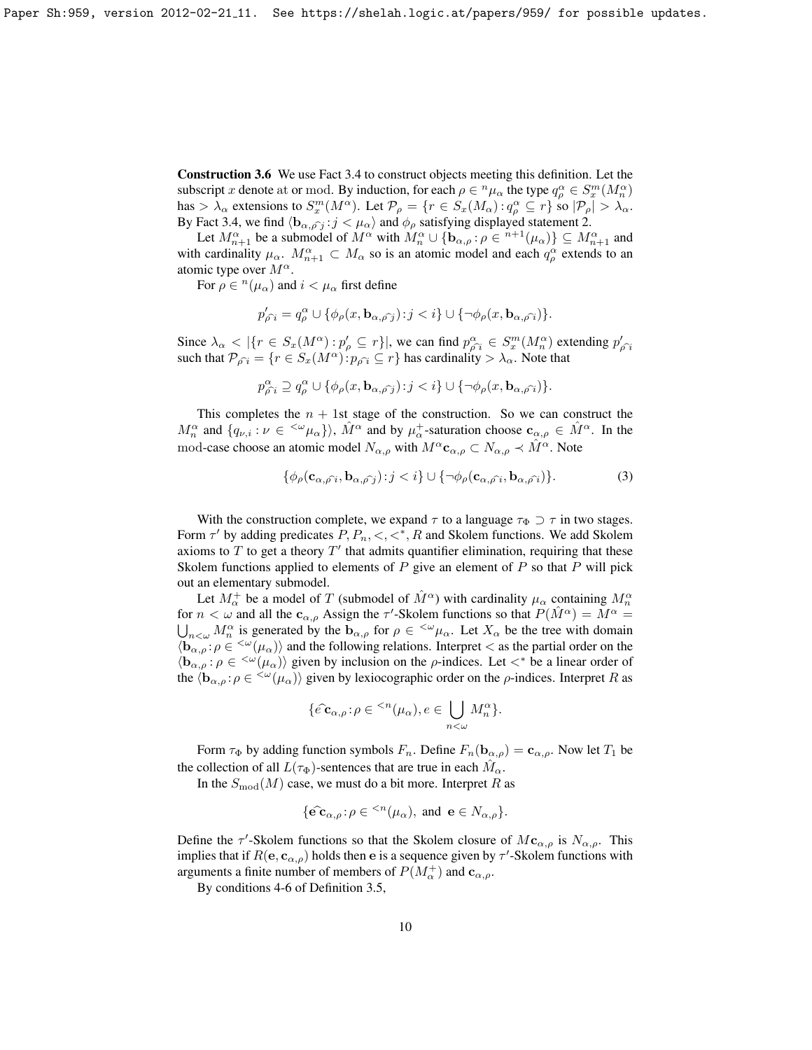**Construction 3.6** We use Fact 3.4 to construct objects meeting this definition. Let the subscript $x$ denote at or mod. By induction, for each $\rho \in {}^n\mu_\alpha$ the type $q^\alpha_\rho \in S^m_x(M^\alpha_n)$ has $> \lambda_\alpha$ extensions to $S^m_x(M^\alpha)$. Let $\mathcal{P}_\rho = \{r \in S_x(M_\alpha) : q^\alpha_\rho \subseteq r\}$ so $|\mathcal{P}_\rho| > \lambda_\alpha$. By Fact 3.4, we find $\langle \mathbf{b}_{\alpha,\rho\frown j} : j < \mu_\alpha\rangle$ and $\phi_\rho$ satisfying displayed statement 2.

Let $M^\alpha_{n+1}$ be a submodel of $M^\alpha$ with $M^\alpha_n \cup \{\mathbf{b}_{\alpha,\rho} : \rho \in {}^{n+1}(\mu_\alpha)\} \subseteq M^\alpha_{n+1}$ and with cardinality $\mu_\alpha$. $M^\alpha_{n+1} \subset M_\alpha$ so is an atomic model and each $q^\alpha_\rho$ extends to an atomic type over $M^\alpha$.

For $\rho \in {}^n(\mu_\alpha)$ and $i < \mu_\alpha$ first define

$$p'_{\rho\frown i} = q^\alpha_\rho \cup \{\phi_\rho(x, \mathbf{b}_{\alpha,\rho\frown j}) : j < i\} \cup \{\neg\phi_\rho(x, \mathbf{b}_{\alpha,\rho\frown i})\}.$$

Since $\lambda_\alpha < |\{r \in S_x(M^\alpha) : p'_\rho \subseteq r\}|$, we can find $p^\alpha_{\rho\frown i} \in S^m_x(M^\alpha_n)$ extending $p'_{\rho\frown i}$ such that $\mathcal{P}_{\rho\frown i} = \{r \in S_x(M^\alpha) : p_{\rho\frown i} \subseteq r\}$ has cardinality $> \lambda_\alpha$. Note that

$$p^\alpha_{\rho\frown i} \supseteq q^\alpha_\rho \cup \{\phi_\rho(x, \mathbf{b}_{\alpha,\rho\frown j}) : j < i\} \cup \{\neg\phi_\rho(x, \mathbf{b}_{\alpha,\rho\frown i})\}.$$

This completes the $n+1$st stage of the construction. So we can construct the $M^\alpha_n$ and $\{q_{\nu,i} : \nu \in {}^{<\omega}\mu_\alpha\}\rangle$, $\hat{M}^\alpha$ and by $\mu^+_\alpha$-saturation choose $\mathbf{c}_{\alpha,\rho} \in \hat{M}^\alpha$. In the mod-case choose an atomic model $N_{\alpha,\rho}$ with $M^\alpha \mathbf{c}_{\alpha,\rho} \subset N_{\alpha,\rho} \prec \hat{M}^\alpha$. Note

$$\{\phi_\rho(\mathbf{c}_{\alpha,\rho\frown i}, \mathbf{b}_{\alpha,\rho\frown j}) : j < i\} \cup \{\neg\phi_\rho(\mathbf{c}_{\alpha,\rho\frown i}, \mathbf{b}_{\alpha,\rho\frown i})\}. \tag{3}$$

With the construction complete, we expand $\tau$ to a language $\tau_\Phi \supset \tau$ in two stages. Form $\tau'$ by adding predicates $P, P_n, <, <^*, R$ and Skolem functions. We add Skolem axioms to $T$ to get a theory $T'$ that admits quantifier elimination, requiring that these Skolem functions applied to elements of $P$ give an element of $P$ so that $P$ will pick out an elementary submodel.

Let $M^+_\alpha$ be a model of $T$ (submodel of $\hat{M}^\alpha$) with cardinality $\mu_\alpha$ containing $M^\alpha_n$ for $n < \omega$ and all the $\mathbf{c}_{\alpha,\rho}$. Assign the $\tau'$-Skolem functions so that $P(\hat{M}^\alpha) = M^\alpha = \bigcup_{n<\omega} M^\alpha_n$ is generated by the $\mathbf{b}_{\alpha,\rho}$ for $\rho \in {}^{<\omega}\mu_\alpha$. Let $X_\alpha$ be the tree with domain $\langle \mathbf{b}_{\alpha,\rho} : \rho \in {}^{<\omega}(\mu_\alpha)\rangle$ and the following relations. Interpret $<$ as the partial order on the $\langle \mathbf{b}_{\alpha,\rho} : \rho \in {}^{<\omega}(\mu_\alpha)\rangle$ given by inclusion on the $\rho$-indices. Let $<^*$ be a linear order of the $\langle \mathbf{b}_{\alpha,\rho} : \rho \in {}^{<\omega}(\mu_\alpha)\rangle$ given by lexiocographic order on the $\rho$-indices. Interpret $R$ as

$$\{e\frown \mathbf{c}_{\alpha,\rho} : \rho \in {}^{<n}(\mu_\alpha), e \in \bigcup_{n<\omega} M^\alpha_n\}.$$

Form $\tau_\Phi$ by adding function symbols $F_n$. Define $F_n(\mathbf{b}_{\alpha,\rho}) = \mathbf{c}_{\alpha,\rho}$. Now let $T_1$ be the collection of all $L(\tau_\Phi)$-sentences that are true in each $\hat{M}_\alpha$.

In the $S_{\mathrm{mod}}(M)$ case, we must do a bit more. Interpret $R$ as

$$\{\mathbf{e}\frown \mathbf{c}_{\alpha,\rho} : \rho \in {}^{<n}(\mu_\alpha), \text{ and } \mathbf{e} \in N_{\alpha,\rho}\}.$$

Define the $\tau'$-Skolem functions so that the Skolem closure of $M\mathbf{c}_{\alpha,\rho}$ is $N_{\alpha,\rho}$. This implies that if $R(\mathbf{e}, \mathbf{c}_{\alpha,\rho})$ holds then $\mathbf{e}$ is a sequence given by $\tau'$-Skolem functions with arguments a finite number of members of $P(M^+_\alpha)$ and $\mathbf{c}_{\alpha,\rho}$.

By conditions 4-6 of Definition 3.5,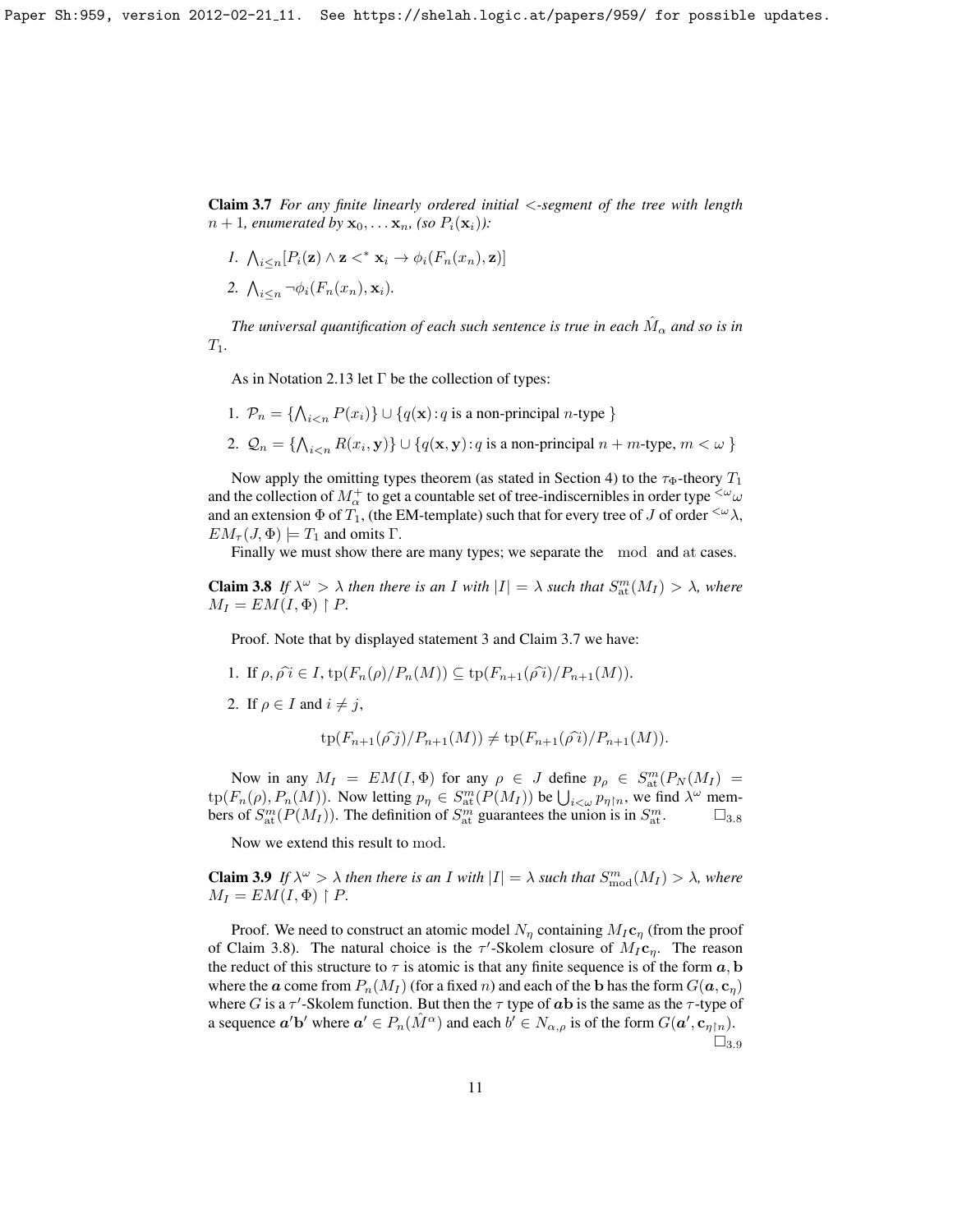**Claim 3.7** *For any finite linearly ordered initial $<$-segment of the tree with length $n+1$, enumerated by $\mathbf{x}_0, \ldots \mathbf{x}_n$, (so $P_i(\mathbf{x}_i)$):*

1. $\bigwedge_{i \leq n} [P_i(\mathbf{z}) \wedge \mathbf{z} <^* \mathbf{x}_i \rightarrow \phi_i(F_n(x_n), \mathbf{z})]$
2. $\bigwedge_{i \leq n} \neg\phi_i(F_n(x_n), \mathbf{x}_i)$.

*The universal quantification of each such sentence is true in each $\hat{M}_\alpha$ and so is in $T_1$.*

As in Notation 2.13 let $\Gamma$ be the collection of types:

1. $\mathcal{P}_n = \{\bigwedge_{i<n} P(x_i)\} \cup \{q(\mathbf{x}) : q \text{ is a non-principal } n\text{-type }\}$
2. $\mathcal{Q}_n = \{\bigwedge_{i<n} R(x_i, \mathbf{y})\} \cup \{q(\mathbf{x}, \mathbf{y}) : q \text{ is a non-principal } n+m\text{-type}, m < \omega\}$

Now apply the omitting types theorem (as stated in Section 4) to the $\tau_\Phi$-theory $T_1$ and the collection of $M^+_\alpha$ to get a countable set of tree-indiscernibles in order type ${}^{<\omega}\omega$ and an extension $\Phi$ of $T_1$, (the EM-template) such that for every tree of $J$ of order ${}^{<\omega}\lambda$, $EM_\tau(J, \Phi) \models T_1$ and omits $\Gamma$.

Finally we must show there are many types; we separate the $\mod$ and at cases.

**Claim 3.8** *If $\lambda^\omega > \lambda$ then there is an $I$ with $|I| = \lambda$ such that $S^m_{\rm at}(M_I) > \lambda$, where $M_I = EM(I, \Phi) \restriction P$.*

Proof. Note that by displayed statement 3 and Claim 3.7 we have:

1. If $\rho, \rho\hat{\ }i \in I$, $\text{tp}(F_n(\rho)/P_n(M)) \subseteq \text{tp}(F_{n+1}(\rho\hat{\ }i)/P_{n+1}(M))$.
2. If $\rho \in I$ and $i \neq j$,
$$\text{tp}(F_{n+1}(\rho\hat{\ }j)/P_{n+1}(M)) \neq \text{tp}(F_{n+1}(\rho\hat{\ }i)/P_{n+1}(M)).$$

Now in any $M_I = EM(I, \Phi)$ for any $\rho \in J$ define $p_\rho \in S^m_{\rm at}(P_N(M_I) = \text{tp}(F_n(\rho), P_n(M))$. Now letting $p_\eta \in S^m_{\rm at}(P(M_I))$ be $\bigcup_{i<\omega} p_{\eta\restriction n}$, we find $\lambda^\omega$ members of $S^m_{\rm at}(P(M_I))$. The definition of $S^m_{\rm at}$ guarantees the union is in $S^m_{\rm at}$. $\square_{3.8}$

Now we extend this result to mod.

**Claim 3.9** *If $\lambda^\omega > \lambda$ then there is an $I$ with $|I| = \lambda$ such that $S^m_{\rm mod}(M_I) > \lambda$, where $M_I = EM(I, \Phi) \restriction P$.*

Proof. We need to construct an atomic model $N_\eta$ containing $M_I \mathbf{c}_\eta$ (from the proof of Claim 3.8). The natural choice is the $\tau'$-Skolem closure of $M_I \mathbf{c}_\eta$. The reason the reduct of this structure to $\tau$ is atomic is that any finite sequence is of the form $\boldsymbol{a}, \mathbf{b}$ where the $\boldsymbol{a}$ come from $P_n(M_I)$ (for a fixed $n$) and each of the $\mathbf{b}$ has the form $G(\boldsymbol{a}, \mathbf{c}_\eta)$ where $G$ is a $\tau'$-Skolem function. But then the $\tau$ type of $\boldsymbol{a}\mathbf{b}$ is the same as the $\tau$-type of a sequence $\boldsymbol{a}'\mathbf{b}'$ where $\boldsymbol{a}' \in P_n(\hat{M}^\alpha)$ and each $b' \in N_{\alpha,\rho}$ is of the form $G(\boldsymbol{a}', \mathbf{c}_{\eta\restriction n})$. $\square_{3.9}$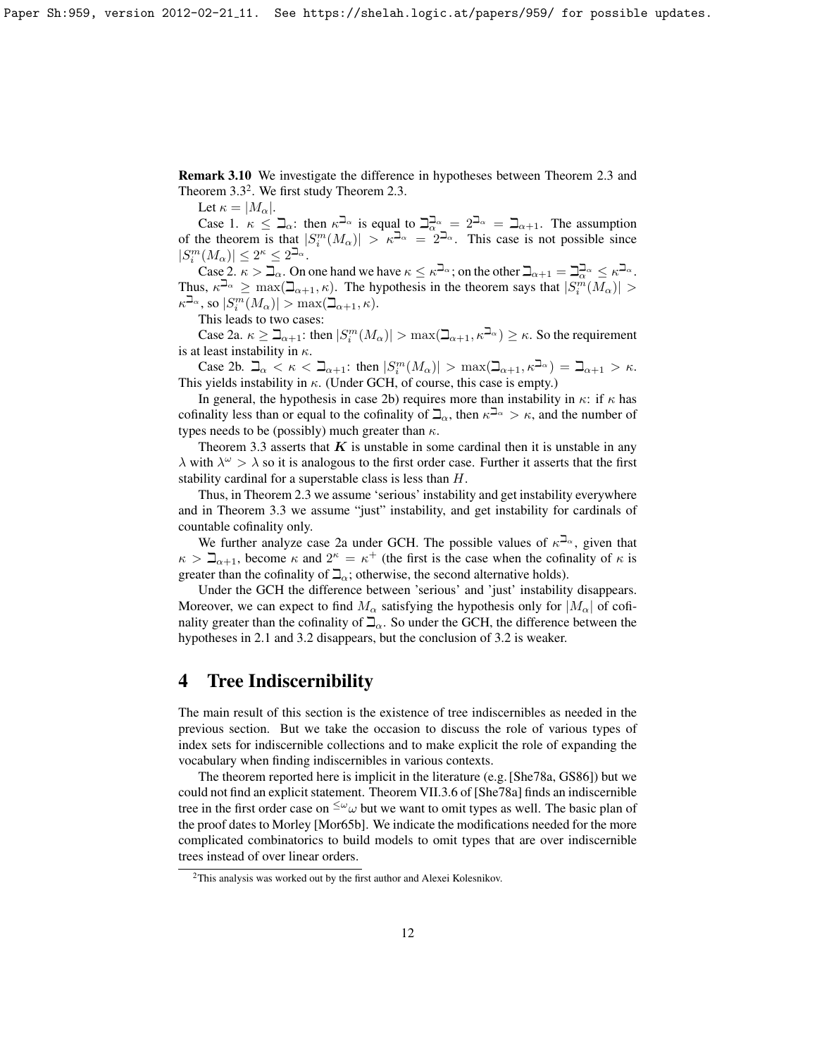**Remark 3.10** We investigate the difference in hypotheses between Theorem 2.3 and Theorem 3.3[2]. We first study Theorem 2.3.

Let $\kappa = |M_\alpha|$.

Case 1. $\kappa \leq \beth_\alpha$: then $\kappa^{\beth_\alpha}$ is equal to $\beth_\alpha^{\beth_\alpha} = 2^{\beth_\alpha} = \beth_{\alpha+1}$. The assumption of the theorem is that $|S_i^m(M_\alpha)| > \kappa^{\beth_\alpha} = 2^{\beth_\alpha}$. This case is not possible since $|S_i^m(M_\alpha)| \leq 2^\kappa \leq 2^{\beth_\alpha}$.

Case 2. $\kappa > \beth_\alpha$. On one hand we have $\kappa \leq \kappa^{\beth_\alpha}$; on the other $\beth_{\alpha+1} = \beth_\alpha^{\beth_\alpha} \leq \kappa^{\beth_\alpha}$. Thus, $\kappa^{\beth_\alpha} \geq \max(\beth_{\alpha+1}, \kappa)$. The hypothesis in the theorem says that $|S_i^m(M_\alpha)| > \kappa^{\beth_\alpha}$, so $|S_i^m(M_\alpha)| > \max(\beth_{\alpha+1}, \kappa)$.

This leads to two cases:

Case 2a. $\kappa \geq \beth_{\alpha+1}$: then $|S_i^m(M_\alpha)| > \max(\beth_{\alpha+1}, \kappa^{\beth_\alpha}) \geq \kappa$. So the requirement is at least instability in $\kappa$.

Case 2b. $\beth_\alpha < \kappa < \beth_{\alpha+1}$: then $|S_i^m(M_\alpha)| > \max(\beth_{\alpha+1}, \kappa^{\beth_\alpha}) = \beth_{\alpha+1} > \kappa$. This yields instability in $\kappa$. (Under GCH, of course, this case is empty.)

In general, the hypothesis in case 2b) requires more than instability in $\kappa$: if $\kappa$ has cofinality less than or equal to the cofinality of $\beth_\alpha$, then $\kappa^{\beth_\alpha} > \kappa$, and the number of types needs to be (possibly) much greater than $\kappa$.

Theorem 3.3 asserts that $\boldsymbol{K}$ is unstable in some cardinal then it is unstable in any $\lambda$ with $\lambda^\omega > \lambda$ so it is analogous to the first order case. Further it asserts that the first stability cardinal for a superstable class is less than $H$.

Thus, in Theorem 2.3 we assume 'serious' instability and get instability everywhere and in Theorem 3.3 we assume "just" instability, and get instability for cardinals of countable cofinality only.

We further analyze case 2a under GCH. The possible values of $\kappa^{\beth_\alpha}$, given that $\kappa > \beth_{\alpha+1}$, become $\kappa$ and $2^\kappa = \kappa^+$ (the first is the case when the cofinality of $\kappa$ is greater than the cofinality of $\beth_\alpha$; otherwise, the second alternative holds).

Under the GCH the difference between 'serious' and 'just' instability disappears. Moreover, we can expect to find $M_\alpha$ satisfying the hypothesis only for $|M_\alpha|$ of cofinality greater than the cofinality of $\beth_\alpha$. So under the GCH, the difference between the hypotheses in 2.1 and 3.2 disappears, but the conclusion of 3.2 is weaker.

# 4 Tree Indiscernibility

The main result of this section is the existence of tree indiscernibles as needed in the previous section. But we take the occasion to discuss the role of various types of index sets for indiscernible collections and to make explicit the role of expanding the vocabulary when finding indiscernibles in various contexts.

The theorem reported here is implicit in the literature (e.g. [She78a, GS86]) but we could not find an explicit statement. Theorem VII.3.6 of [She78a] finds an indiscernible tree in the first order case on ${}^{\leq\omega}\omega$ but we want to omit types as well. The basic plan of the proof dates to Morley [Mor65b]. We indicate the modifications needed for the more complicated combinatorics to build models to omit types that are over indiscernible trees instead of over linear orders.

[2] This analysis was worked out by the first author and Alexei Kolesnikov.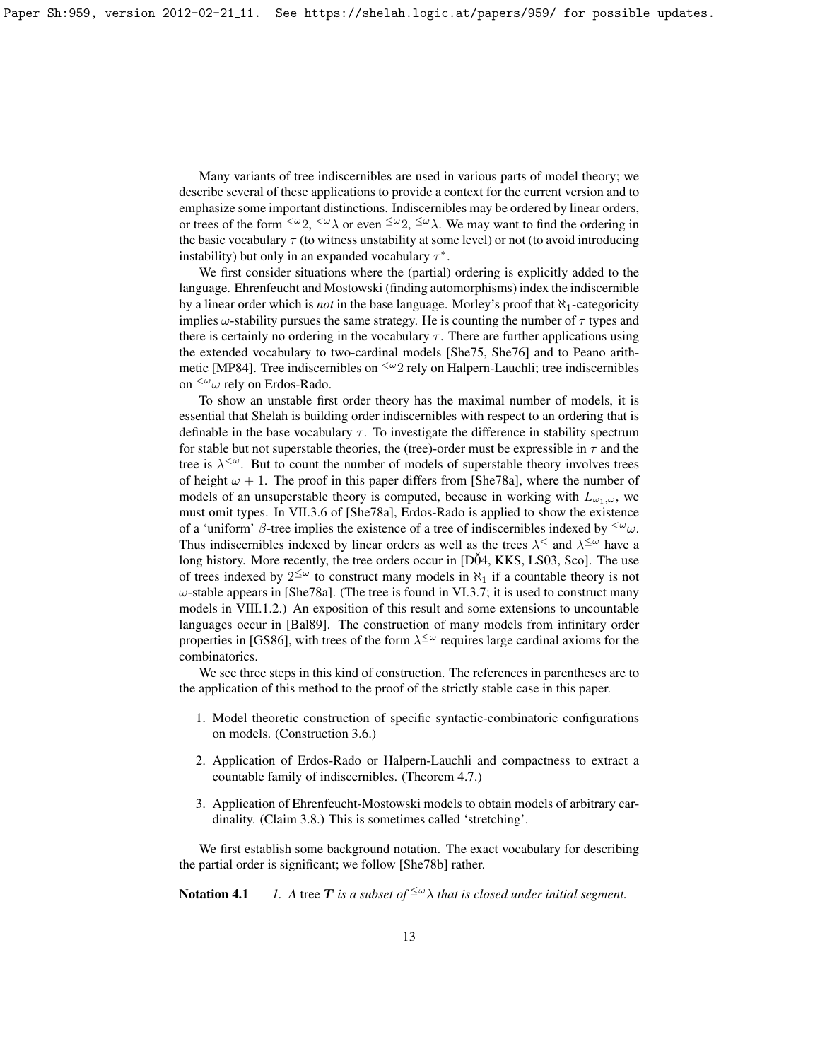Many variants of tree indiscernibles are used in various parts of model theory; we describe several of these applications to provide a context for the current version and to emphasize some important distinctions. Indiscernibles may be ordered by linear orders, or trees of the form ${}^{<\omega}2$, ${}^{<\omega}\lambda$ or even ${}^{\leq\omega}2$, ${}^{\leq\omega}\lambda$. We may want to find the ordering in the basic vocabulary $\tau$ (to witness unstability at some level) or not (to avoid introducing instability) but only in an expanded vocabulary $\tau^*$.

We first consider situations where the (partial) ordering is explicitly added to the language. Ehrenfeucht and Mostowski (finding automorphisms) index the indiscernible by a linear order which is *not* in the base language. Morley's proof that $\aleph_1$-categoricity implies $\omega$-stability pursues the same strategy. He is counting the number of $\tau$ types and there is certainly no ordering in the vocabulary $\tau$. There are further applications using the extended vocabulary to two-cardinal models [She75, She76] and to Peano arithmetic [MP84]. Tree indiscernibles on ${}^{<\omega}2$ rely on Halpern-Lauchli; tree indiscernibles on ${}^{<\omega}\omega$ rely on Erdos-Rado.

To show an unstable first order theory has the maximal number of models, it is essential that Shelah is building order indiscernibles with respect to an ordering that is definable in the base vocabulary $\tau$. To investigate the difference in stability spectrum for stable but not superstable theories, the (tree)-order must be expressible in $\tau$ and the tree is $\lambda^{<\omega}$. But to count the number of models of superstable theory involves trees of height $\omega + 1$. The proof in this paper differs from [She78a], where the number of models of an unsuperstable theory is computed, because in working with $L_{\omega_1,\omega}$, we must omit types. In VII.3.6 of [She78a], Erdos-Rado is applied to show the existence of a 'uniform' $\beta$-tree implies the existence of a tree of indiscernibles indexed by ${}^{<\omega}\omega$. Thus indiscernibles indexed by linear orders as well as the trees $\lambda^{<}$ and $\lambda^{\leq\omega}$ have a long history. More recently, the tree orders occur in [DŎ4, KKS, LS03, Sco]. The use of trees indexed by $2^{\leq\omega}$ to construct many models in $\aleph_1$ if a countable theory is not $\omega$-stable appears in [She78a]. (The tree is found in VI.3.7; it is used to construct many models in VIII.1.2.) An exposition of this result and some extensions to uncountable languages occur in [Bal89]. The construction of many models from infinitary order properties in [GS86], with trees of the form $\lambda^{\leq\omega}$ requires large cardinal axioms for the combinatorics.

We see three steps in this kind of construction. The references in parentheses are to the application of this method to the proof of the strictly stable case in this paper.

1. Model theoretic construction of specific syntactic-combinatoric configurations on models. (Construction 3.6.)
2. Application of Erdos-Rado or Halpern-Lauchli and compactness to extract a countable family of indiscernibles. (Theorem 4.7.)
3. Application of Ehrenfeucht-Mostowski models to obtain models of arbitrary cardinality. (Claim 3.8.) This is sometimes called 'stretching'.

We first establish some background notation. The exact vocabulary for describing the partial order is significant; we follow [She78b] rather.

**Notation 4.1** *1. A* tree $\boldsymbol{T}$ *is a subset of* ${}^{\leq\omega}\lambda$ *that is closed under initial segment.*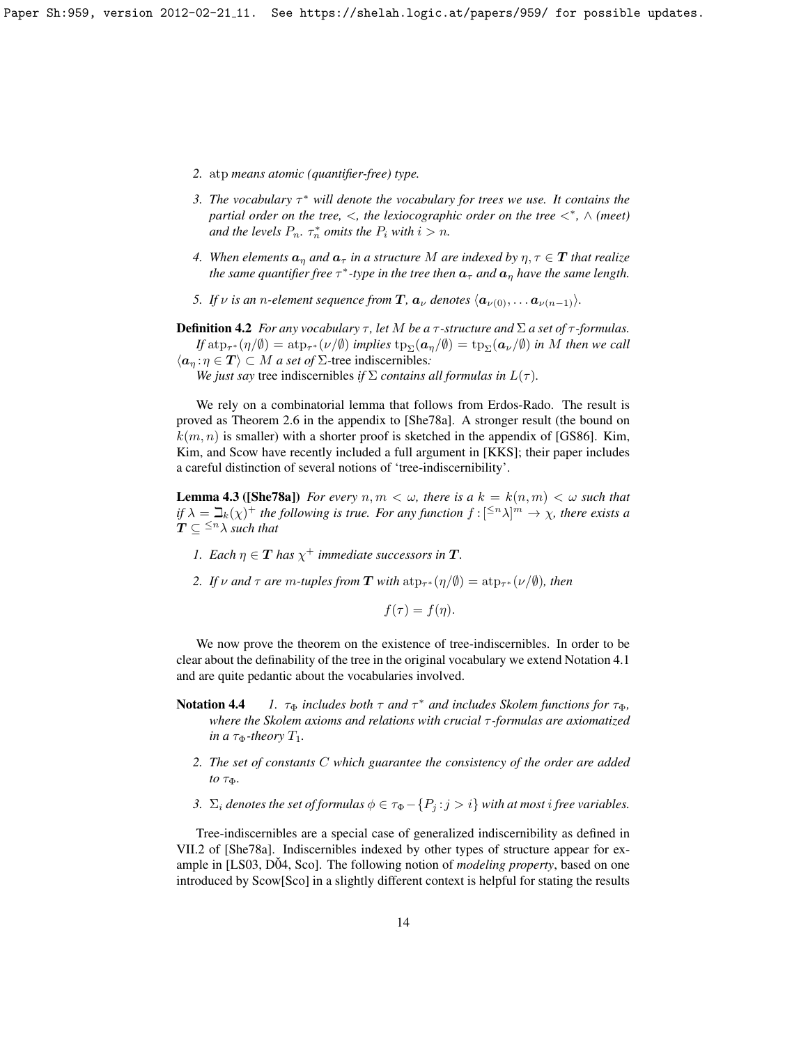2. atp *means atomic (quantifier-free) type.*

3. *The vocabulary $\tau^*$ will denote the vocabulary for trees we use. It contains the partial order on the tree, $<$, the lexiocographic order on the tree $<^*$, $\wedge$ (meet) and the levels $P_n$. $\tau^*_n$ omits the $P_i$ with $i > n$.*

4. *When elements $\boldsymbol{a}_\eta$ and $\boldsymbol{a}_\tau$ in a structure $M$ are indexed by $\eta, \tau \in \boldsymbol{T}$ that realize the same quantifier free $\tau^*$-type in the tree then $\boldsymbol{a}_\tau$ and $\boldsymbol{a}_\eta$ have the same length.*

5. *If $\nu$ is an $n$-element sequence from $\boldsymbol{T}$, $\boldsymbol{a}_\nu$ denotes $\langle \boldsymbol{a}_{\nu(0)}, \ldots \boldsymbol{a}_{\nu(n-1)} \rangle$.*

**Definition 4.2** *For any vocabulary $\tau$, let $M$ be a $\tau$-structure and $\Sigma$ a set of $\tau$-formulas.*

*If $\mathrm{atp}_{\tau^*}(\eta/\emptyset) = \mathrm{atp}_{\tau^*}(\nu/\emptyset)$ implies $\mathrm{tp}_\Sigma(\boldsymbol{a}_\eta/\emptyset) = \mathrm{tp}_\Sigma(\boldsymbol{a}_\nu/\emptyset)$ in $M$ then we call $\langle \boldsymbol{a}_\eta : \eta \in \boldsymbol{T} \rangle \subset M$ a set of* $\Sigma$-tree indiscernibles*.*

*We just say* tree indiscernibles *if $\Sigma$ contains all formulas in $L(\tau)$.*

We rely on a combinatorial lemma that follows from Erdos-Rado. The result is proved as Theorem 2.6 in the appendix to [She78a]. A stronger result (the bound on $k(m, n)$ is smaller) with a shorter proof is sketched in the appendix of [GS86]. Kim, Kim, and Scow have recently included a full argument in [KKS]; their paper includes a careful distinction of several notions of 'tree-indiscernibility'.

**Lemma 4.3 ([She78a])** *For every $n, m < \omega$, there is a $k = k(n, m) < \omega$ such that if $\lambda = \beth_k(\chi)^+$ the following is true. For any function $f : [^{\leq n}\lambda]^m \to \chi$, there exists a $\boldsymbol{T} \subseteq {}^{\leq n}\lambda$ such that*

1. *Each $\eta \in \boldsymbol{T}$ has $\chi^+$ immediate successors in $\boldsymbol{T}$.*

2. *If $\nu$ and $\tau$ are $m$-tuples from $\boldsymbol{T}$ with $\mathrm{atp}_{\tau^*}(\eta/\emptyset) = \mathrm{atp}_{\tau^*}(\nu/\emptyset)$, then*

$$f(\tau) = f(\eta).$$

We now prove the theorem on the existence of tree-indiscernibles. In order to be clear about the definability of the tree in the original vocabulary we extend Notation 4.1 and are quite pedantic about the vocabularies involved.

**Notation 4.4**

1. *$\tau_\Phi$ includes both $\tau$ and $\tau^*$ and includes Skolem functions for $\tau_\Phi$, where the Skolem axioms and relations with crucial $\tau$-formulas are axiomatized in a $\tau_\Phi$-theory $T_1$.*

2. *The set of constants $C$ which guarantee the consistency of the order are added to $\tau_\Phi$.*

3. *$\Sigma_i$ denotes the set of formulas $\phi \in \tau_\Phi - \{P_j : j > i\}$ with at most $i$ free variables.*

Tree-indiscernibles are a special case of generalized indiscernibility as defined in VII.2 of [She78a]. Indiscernibles indexed by other types of structure appear for example in [LS03, DŎ4, Sco]. The following notion of *modeling property*, based on one introduced by Scow[Sco] in a slightly different context is helpful for stating the results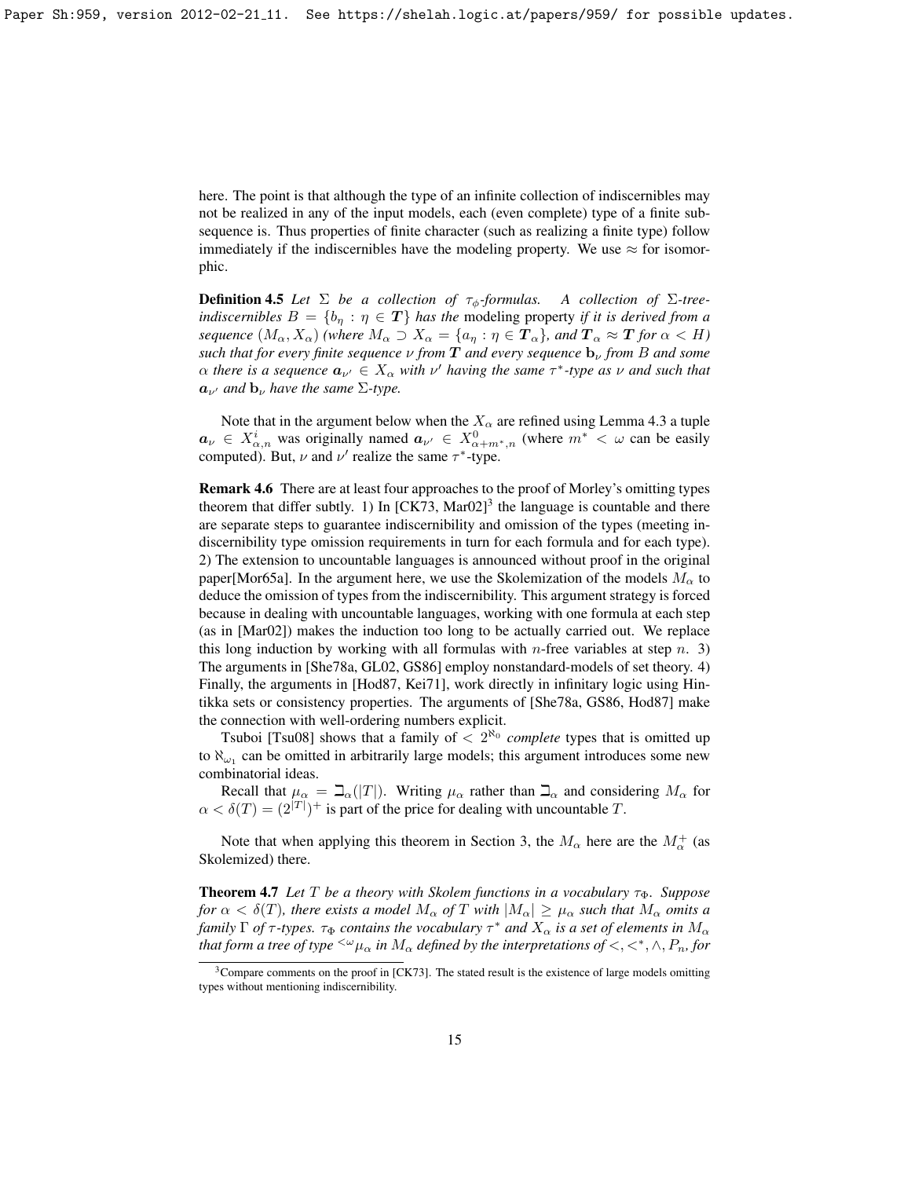here. The point is that although the type of an infinite collection of indiscernibles may not be realized in any of the input models, each (even complete) type of a finite subsequence is. Thus properties of finite character (such as realizing a finite type) follow immediately if the indiscernibles have the modeling property. We use $\approx$ for isomorphic.

**Definition 4.5** *Let $\Sigma$ be a collection of $\tau_\phi$-formulas. A collection of $\Sigma$-tree-indiscernibles $B = \{b_\eta : \eta \in \boldsymbol{T}\}$ has the* modeling property *if it is derived from a sequence $(M_\alpha, X_\alpha)$ (where $M_\alpha \supset X_\alpha = \{a_\eta : \eta \in \boldsymbol{T}_\alpha\}$, and $\boldsymbol{T}_\alpha \approx \boldsymbol{T}$ for $\alpha < H$) such that for every finite sequence $\nu$ from $\boldsymbol{T}$ and every sequence $\mathbf{b}_\nu$ from $B$ and some $\alpha$ there is a sequence $\boldsymbol{a}_{\nu'} \in X_\alpha$ with $\nu'$ having the same $\tau^*$-type as $\nu$ and such that $\boldsymbol{a}_{\nu'}$ and $\mathbf{b}_\nu$ have the same $\Sigma$-type.*

Note that in the argument below when the $X_\alpha$ are refined using Lemma 4.3 a tuple $\boldsymbol{a}_\nu \in X^i_{\alpha,n}$ was originally named $\boldsymbol{a}_{\nu'} \in X^0_{\alpha+m^*,n}$ (where $m^* < \omega$ can be easily computed). But, $\nu$ and $\nu'$ realize the same $\tau^*$-type.

**Remark 4.6** There are at least four approaches to the proof of Morley's omitting types theorem that differ subtly. 1) In [CK73, Mar02][3] the language is countable and there are separate steps to guarantee indiscernibility and omission of the types (meeting indiscernibility type omission requirements in turn for each formula and for each type). 2) The extension to uncountable languages is announced without proof in the original paper[Mor65a]. In the argument here, we use the Skolemization of the models $M_\alpha$ to deduce the omission of types from the indiscernibility. This argument strategy is forced because in dealing with uncountable languages, working with one formula at each step (as in [Mar02]) makes the induction too long to be actually carried out. We replace this long induction by working with all formulas with $n$-free variables at step $n$. 3) The arguments in [She78a, GL02, GS86] employ nonstandard-models of set theory. 4) Finally, the arguments in [Hod87, Kei71], work directly in infinitary logic using Hintikka sets or consistency properties. The arguments of [She78a, GS86, Hod87] make the connection with well-ordering numbers explicit.

Tsuboi [Tsu08] shows that a family of $< 2^{\aleph_0}$ *complete* types that is omitted up to $\aleph_{\omega_1}$ can be omitted in arbitrarily large models; this argument introduces some new combinatorial ideas.

Recall that $\mu_\alpha = \beth_\alpha(|T|)$. Writing $\mu_\alpha$ rather than $\beth_\alpha$ and considering $M_\alpha$ for $\alpha < \delta(T) = (2^{|T|})^+$ is part of the price for dealing with uncountable $T$.

Note that when applying this theorem in Section 3, the $M_\alpha$ here are the $M^+_\alpha$ (as Skolemized) there.

**Theorem 4.7** *Let $T$ be a theory with Skolem functions in a vocabulary $\tau_\Phi$. Suppose for $\alpha < \delta(T)$, there exists a model $M_\alpha$ of $T$ with $|M_\alpha| \geq \mu_\alpha$ such that $M_\alpha$ omits a family $\Gamma$ of $\tau$-types. $\tau_\Phi$ contains the vocabulary $\tau^*$ and $X_\alpha$ is a set of elements in $M_\alpha$ that form a tree of type ${}^{<\omega}\mu_\alpha$ in $M_\alpha$ defined by the interpretations of $<, <^*, \wedge, P_n$, for*

[3] Compare comments on the proof in [CK73]. The stated result is the existence of large models omitting types without mentioning indiscernibility.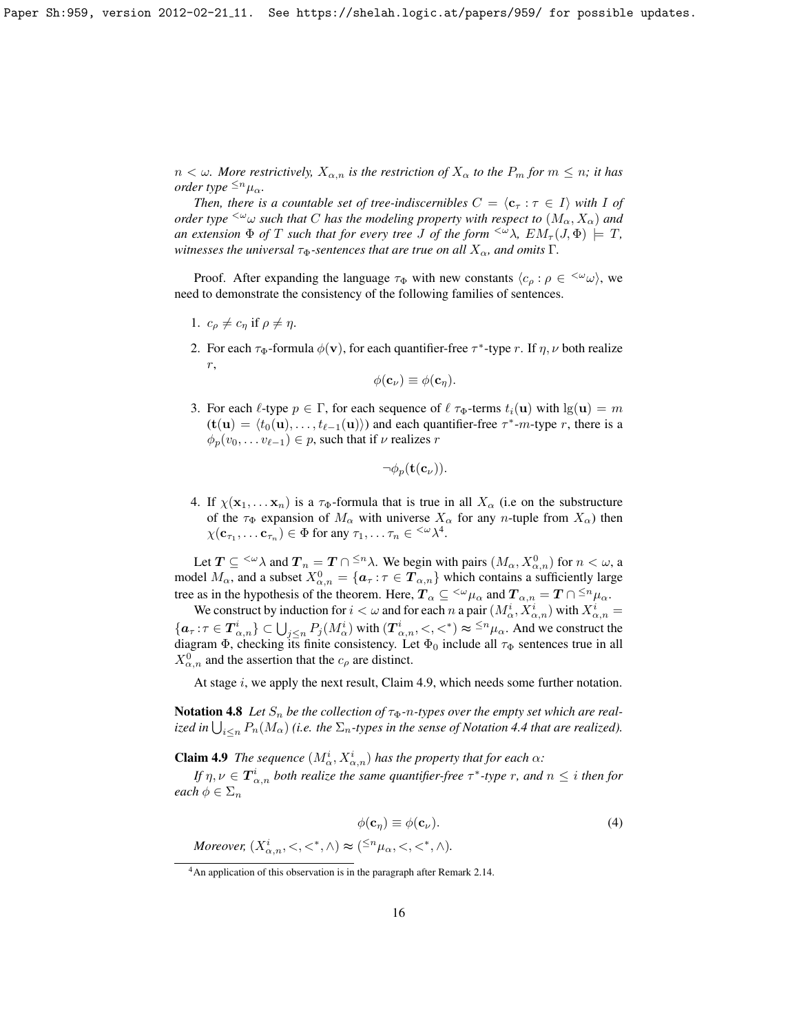$n < \omega$. *More restrictively,* $X_{\alpha,n}$ *is the restriction of* $X_\alpha$ *to the* $P_m$ *for* $m \leq n$*; it has order type* ${}^{\leq n}\mu_\alpha$.

*Then, there is a countable set of tree-indiscernibles* $C = \langle \mathbf{c}_\tau : \tau \in I \rangle$ *with* $I$ *of order type* ${}^{<\omega}\omega$ *such that* $C$ *has the modeling property with respect to* $(M_\alpha, X_\alpha)$ *and an extension* $\Phi$ *of* $T$ *such that for every tree* $J$ *of the form* ${}^{<\omega}\lambda$, $EM_\tau(J, \Phi) \models T$, *witnesses the universal* $\tau_\Phi$*-sentences that are true on all* $X_\alpha$*, and omits* $\Gamma$.

Proof. After expanding the language $\tau_\Phi$ with new constants $\langle c_\rho : \rho \in {}^{<\omega}\omega \rangle$, we need to demonstrate the consistency of the following families of sentences.

1. $c_\rho \neq c_\eta$ if $\rho \neq \eta$.
2. For each $\tau_\Phi$-formula $\phi(\mathbf{v})$, for each quantifier-free $\tau^*$-type $r$. If $\eta, \nu$ both realize $r$,
$$\phi(\mathbf{c}_\nu) \equiv \phi(\mathbf{c}_\eta).$$
3. For each $\ell$-type $p \in \Gamma$, for each sequence of $\ell$ $\tau_\Phi$-terms $t_i(\mathbf{u})$ with $\lg(\mathbf{u}) = m$ ($\mathbf{t}(\mathbf{u}) = \langle t_0(\mathbf{u}), \ldots, t_{\ell-1}(\mathbf{u}) \rangle$) and each quantifier-free $\tau^*$-$m$-type $r$, there is a $\phi_p(v_0, \ldots v_{\ell-1}) \in p$, such that if $\nu$ realizes $r$
$$\neg\phi_p(\mathbf{t}(\mathbf{c}_\nu)).$$
4. If $\chi(\mathbf{x}_1, \ldots \mathbf{x}_n)$ is a $\tau_\Phi$-formula that is true in all $X_\alpha$ (i.e on the substructure of the $\tau_\Phi$ expansion of $M_\alpha$ with universe $X_\alpha$ for any $n$-tuple from $X_\alpha$) then $\chi(\mathbf{c}_{\tau_1}, \ldots \mathbf{c}_{\tau_n}) \in \Phi$ for any $\tau_1, \ldots \tau_n \in {}^{<\omega}\lambda$[4].

Let $\boldsymbol{T} \subseteq {}^{<\omega}\lambda$ and $\boldsymbol{T}_n = \boldsymbol{T} \cap {}^{\leq n}\lambda$. We begin with pairs $(M_\alpha, X^0_{\alpha,n})$ for $n < \omega$, a model $M_\alpha$, and a subset $X^0_{\alpha,n} = \{\boldsymbol{a}_\tau : \tau \in \boldsymbol{T}_{\alpha,n}\}$ which contains a sufficiently large tree as in the hypothesis of the theorem. Here, $\boldsymbol{T}_\alpha \subseteq {}^{<\omega}\mu_\alpha$ and $\boldsymbol{T}_{\alpha,n} = \boldsymbol{T} \cap {}^{\leq n}\mu_\alpha$.

We construct by induction for $i < \omega$ and for each $n$ a pair $(M^i_\alpha, X^i_{\alpha,n})$ with $X^i_{\alpha,n} = \{\boldsymbol{a}_\tau : \tau \in \boldsymbol{T}^i_{\alpha,n}\} \subset \bigcup_{j \leq n} P_j(M^i_\alpha)$ with $(\boldsymbol{T}^i_{\alpha,n}, <, <^*) \approx {}^{\leq n}\mu_\alpha$. And we construct the diagram $\Phi$, checking its finite consistency. Let $\Phi_0$ include all $\tau_\Phi$ sentences true in all $X^0_{\alpha,n}$ and the assertion that the $c_\rho$ are distinct.

At stage $i$, we apply the next result, Claim 4.9, which needs some further notation.

**Notation 4.8** *Let* $S_n$ *be the collection of* $\tau_\Phi$*-*$n$*-types over the empty set which are realized in* $\bigcup_{i \leq n} P_n(M_\alpha)$ *(i.e. the* $\Sigma_n$*-types in the sense of Notation 4.4 that are realized).*

**Claim 4.9** *The sequence* $(M^i_\alpha, X^i_{\alpha,n})$ *has the property that for each* $\alpha$*:*

*If* $\eta, \nu \in \boldsymbol{T}^i_{\alpha,n}$ *both realize the same quantifier-free* $\tau^*$*-type* $r$*, and* $n \leq i$ *then for each* $\phi \in \Sigma_n$

$$\phi(\mathbf{c}_\eta) \equiv \phi(\mathbf{c}_\nu). \tag{4}$$

*Moreover,* $(X^i_{\alpha,n}, <, <^*, \wedge) \approx ({}^{\leq n}\mu_\alpha, <, <^*, \wedge)$.

[4] An application of this observation is in the paragraph after Remark 2.14.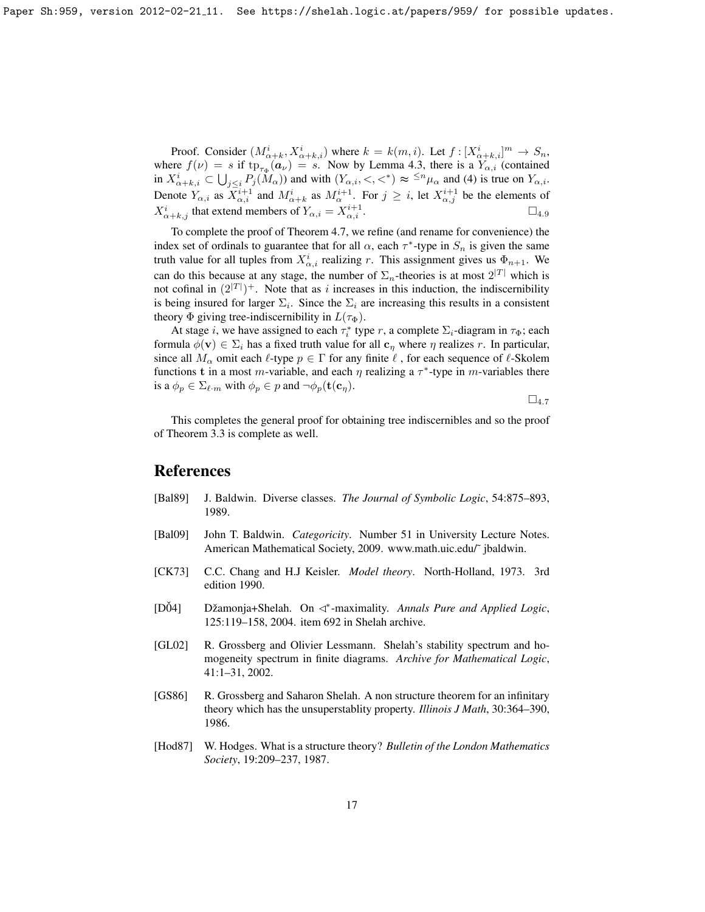Proof. Consider $(M^i_{\alpha+k}, X^i_{\alpha+k,i})$ where $k = k(m,i)$. Let $f : [X^i_{\alpha+k,i}]^m \to S_n$, where $f(\nu) = s$ if $\mathrm{tp}_{\tau_\Phi}(\boldsymbol{a}_\nu) = s$. Now by Lemma 4.3, there is a $Y_{\alpha,i}$ (contained in $X^i_{\alpha+k,i} \subset \bigcup_{j \le i} P_j(M_\alpha)$) and with $(Y_{\alpha,i}, <, <^*) \approx {}^{\le n}\mu_\alpha$ and (4) is true on $Y_{\alpha,i}$. Denote $Y_{\alpha,i}$ as $X^{i+1}_{\alpha,i}$ and $M^i_{\alpha+k}$ as $M^{i+1}_\alpha$. For $j \ge i$, let $X^{i+1}_{\alpha,j}$ be the elements of $X^i_{\alpha+k,j}$ that extend members of $Y_{\alpha,i} = X^{i+1}_{\alpha,i}$. $\square_{4.9}$

To complete the proof of Theorem 4.7, we refine (and rename for convenience) the index set of ordinals to guarantee that for all $\alpha$, each $\tau^*$-type in $S_n$ is given the same truth value for all tuples from $X^i_{\alpha,i}$ realizing $r$. This assignment gives us $\Phi_{n+1}$. We can do this because at any stage, the number of $\Sigma_n$-theories is at most $2^{|T|}$ which is not cofinal in $(2^{|T|})^+$. Note that as $i$ increases in this induction, the indiscernibility is being insured for larger $\Sigma_i$. Since the $\Sigma_i$ are increasing this results in a consistent theory $\Phi$ giving tree-indiscernibility in $L(\tau_\Phi)$.

At stage $i$, we have assigned to each $\tau^*_i$ type $r$, a complete $\Sigma_i$-diagram in $\tau_\Phi$; each formula $\phi(\mathbf{v}) \in \Sigma_i$ has a fixed truth value for all $\mathbf{c}_\eta$ where $\eta$ realizes $r$. In particular, since all $M_\alpha$ omit each $\ell$-type $p \in \Gamma$ for any finite $\ell$ , for each sequence of $\ell$-Skolem functions $\mathbf{t}$ in a most $m$-variable, and each $\eta$ realizing a $\tau^*$-type in $m$-variables there is a $\phi_p \in \Sigma_{\ell \cdot m}$ with $\phi_p \in p$ and $\neg\phi_p(\mathbf{t}(\mathbf{c}_\eta))$.

$\square_{4.7}$

This completes the general proof for obtaining tree indiscernibles and so the proof of Theorem 3.3 is complete as well.

## References

[Bal89] J. Baldwin. Diverse classes. *The Journal of Symbolic Logic*, 54:875–893, 1989.

[Bal09] John T. Baldwin. *Categoricity*. Number 51 in University Lecture Notes. American Mathematical Society, 2009. www.math.uic.edu/~ jbaldwin.

[CK73] C.C. Chang and H.J Keisler. *Model theory*. North-Holland, 1973. 3rd edition 1990.

[DŠ04] Džamonja+Shelah. On $\lhd^*$-maximality. *Annals Pure and Applied Logic*, 125:119–158, 2004. item 692 in Shelah archive.

[GL02] R. Grossberg and Olivier Lessmann. Shelah's stability spectrum and homogeneity spectrum in finite diagrams. *Archive for Mathematical Logic*, 41:1–31, 2002.

[GS86] R. Grossberg and Saharon Shelah. A non structure theorem for an infinitary theory which has the unsuperstablity property. *Illinois J Math*, 30:364–390, 1986.

[Hod87] W. Hodges. What is a structure theory? *Bulletin of the London Mathematics Society*, 19:209–237, 1987.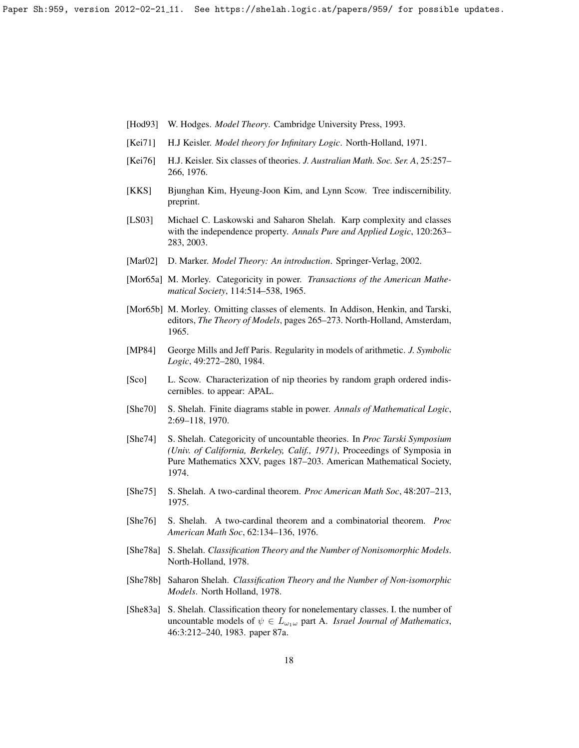[Hod93] W. Hodges. *Model Theory*. Cambridge University Press, 1993.

[Kei71] H.J Keisler. *Model theory for Infinitary Logic*. North-Holland, 1971.

[Kei76] H.J. Keisler. Six classes of theories. *J. Australian Math. Soc. Ser. A*, 25:257–266, 1976.

[KKS] Bjunghan Kim, Hyeung-Joon Kim, and Lynn Scow. Tree indiscernibility. preprint.

[LS03] Michael C. Laskowski and Saharon Shelah. Karp complexity and classes with the independence property. *Annals Pure and Applied Logic*, 120:263–283, 2003.

[Mar02] D. Marker. *Model Theory: An introduction*. Springer-Verlag, 2002.

[Mor65a] M. Morley. Categoricity in power. *Transactions of the American Mathematical Society*, 114:514–538, 1965.

[Mor65b] M. Morley. Omitting classes of elements. In Addison, Henkin, and Tarski, editors, *The Theory of Models*, pages 265–273. North-Holland, Amsterdam, 1965.

[MP84] George Mills and Jeff Paris. Regularity in models of arithmetic. *J. Symbolic Logic*, 49:272–280, 1984.

[Sco] L. Scow. Characterization of nip theories by random graph ordered indiscernibles. to appear: APAL.

[She70] S. Shelah. Finite diagrams stable in power. *Annals of Mathematical Logic*, 2:69–118, 1970.

[She74] S. Shelah. Categoricity of uncountable theories. In *Proc Tarski Symposium (Univ. of California, Berkeley, Calif., 1971)*, Proceedings of Symposia in Pure Mathematics XXV, pages 187–203. American Mathematical Society, 1974.

[She75] S. Shelah. A two-cardinal theorem. *Proc American Math Soc*, 48:207–213, 1975.

[She76] S. Shelah. A two-cardinal theorem and a combinatorial theorem. *Proc American Math Soc*, 62:134–136, 1976.

[She78a] S. Shelah. *Classification Theory and the Number of Nonisomorphic Models*. North-Holland, 1978.

[She78b] Saharon Shelah. *Classification Theory and the Number of Non-isomorphic Models*. North Holland, 1978.

[She83a] S. Shelah. Classification theory for nonelementary classes. I. the number of uncountable models of $\psi \in L_{\omega_1 \omega}$ part A. *Israel Journal of Mathematics*, 46:3:212–240, 1983. paper 87a.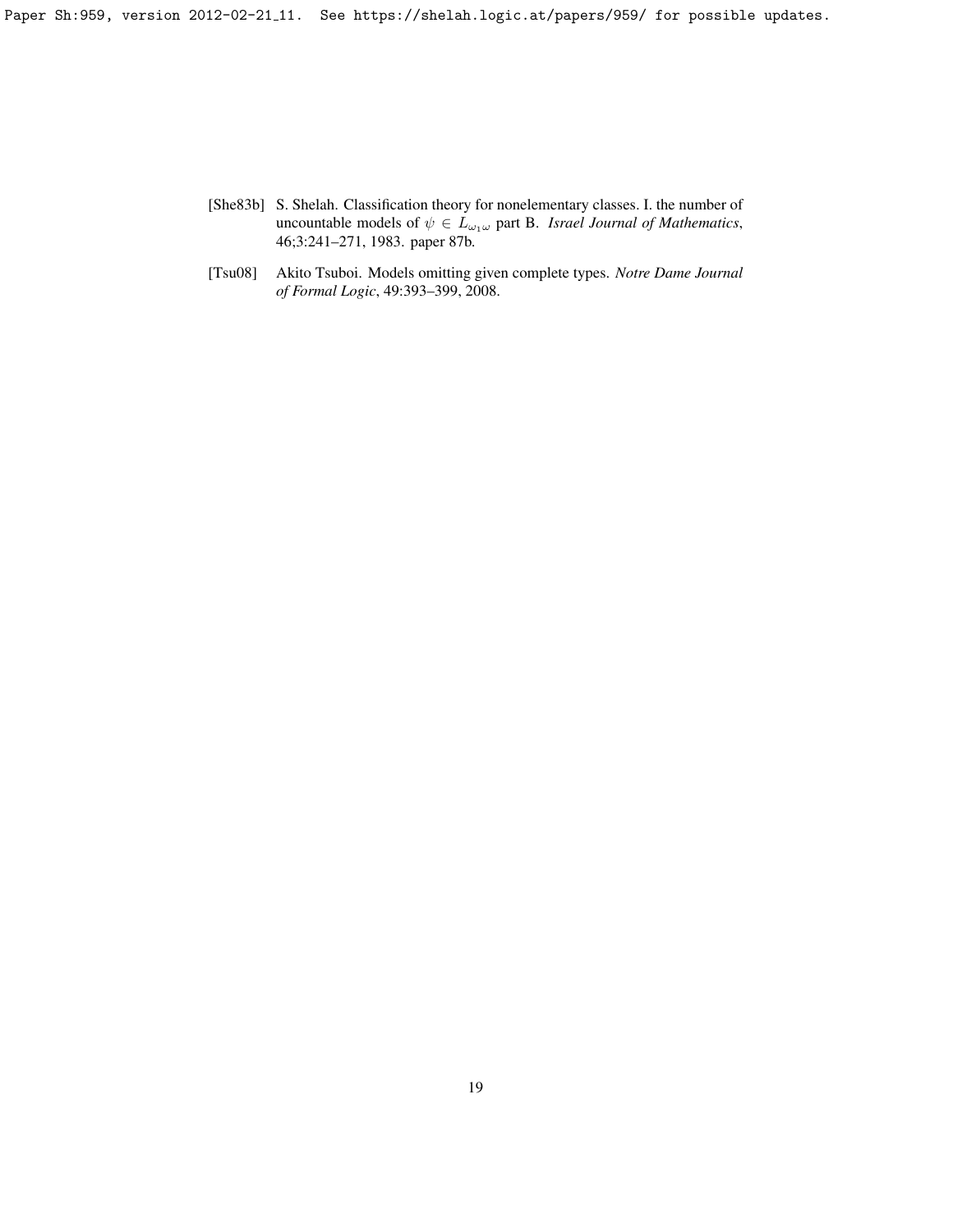[She83b] S. Shelah. Classification theory for nonelementary classes. I. the number of uncountable models of $\psi \in L_{\omega_1\omega}$ part B. *Israel Journal of Mathematics*, 46;3:241–271, 1983. paper 87b.

[Tsu08] Akito Tsuboi. Models omitting given complete types. *Notre Dame Journal of Formal Logic*, 49:393–399, 2008.